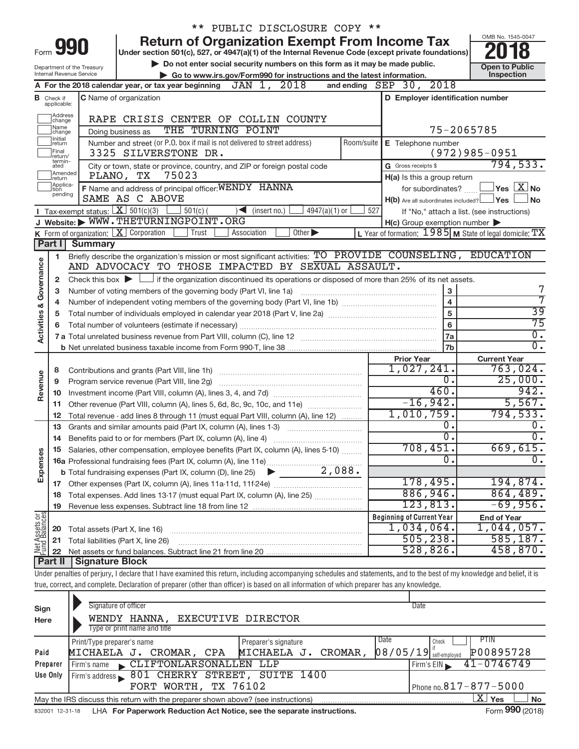\*\* PUBLIC DISCLOSURE COPY \*\*

# Form 990 — Return of Organization Exempt From Income Tax

Under section 501(c), 527, or 4947(a)(1) of the Internal Revenue Code (except private foundations)

▶ Do not enter social security numbers on this form as it may be made public.

▶ Go to www.irs.gov/Form990 for instructions and the latest information.

Department of the Treasury Internal Revenue Service

OMB No. 1545-0047

**2018**

**Open to Public Inspection**

**A** For the 2018 calendar year, or tax year beginning JAN 1, 2018 and ending SEP 30, 2018

**B** Check if applicable: Address change, Name change, Initial return, Final return/terminated, Amended return, Application pending

**C** Name of organization: RAPE CRISIS CENTER OF COLLIN COUNTY

Doing business as: THE TURNING POINT

Number and street (or P.O. box if mail is not delivered to street address): 3325 SILVERSTONE DR. Room/suite

City or town, state or province, country, and ZIP or foreign postal code: PLANO, TX 75023

**D** Employer identification number: 75-2065785

**E** Telephone number: (972)985-0951

**G** Gross receipts $ 794,533.

**F** Name and address of principal officer: WENDY HANNA, SAME AS C ABOVE

**H(a)** Is this a group return for subordinates? ☐ Yes ☒ No

**H(b)** Are all subordinates included? ☐ Yes ☐ No — If "No," attach a list. (see instructions)

**H(c)** Group exemption number ▶

**I** Tax-exempt status: ☒ 501(c)(3) ☐ 501(c) ( ) ◀ (insert no.) ☐ 4947(a)(1) or ☐ 527

**J** Website: ▶ WWW.THETURNINGPOINT.ORG

**K** Form of organization: ☒ Corporation ☐ Trust ☐ Association ☐ Other ▶

**L** Year of formation: 1985 **M** State of legal domicile: TX

## Part I Summary

**Activities & Governance**

1 Briefly describe the organization's mission or most significant activities: TO PROVIDE COUNSELING, EDUCATION AND ADVOCACY TO THOSE IMPACTED BY SEXUAL ASSAULT.

2 Check this box ▶ ☐ if the organization discontinued its operations or disposed of more than 25% of its net assets.

| | | | |
|---|---|---|---|
| 3 | Number of voting members of the governing body (Part VI, line 1a) | 3 | 7 |
| 4 | Number of independent voting members of the governing body (Part VI, line 1b) | 4 | 7 |
| 5 | Total number of individuals employed in calendar year 2018 (Part V, line 2a) | 5 | 39 |
| 6 | Total number of volunteers (estimate if necessary) | 6 | 75 |
| 7a | Total unrelated business revenue from Part VIII, column (C), line 12 | 7a | 0. |
| b | Net unrelated business taxable income from Form 990-T, line 38 | 7b | 0. |

| | | | Prior Year | Current Year |
|---|---|---|---|---|
| **Revenue** | 8 | Contributions and grants (Part VIII, line 1h) | 1,027,241. | 763,024. |
| | 9 | Program service revenue (Part VIII, line 2g) | 0. | 25,000. |
| | 10 | Investment income (Part VIII, column (A), lines 3, 4, and 7d) | 460. | 942. |
| | 11 | Other revenue (Part VIII, column (A), lines 5, 6d, 8c, 9c, 10c, and 11e) | -16,942. | 5,567. |
| | 12 | Total revenue - add lines 8 through 11 (must equal Part VIII, column (A), line 12) | 1,010,759. | 794,533. |
| **Expenses** | 13 | Grants and similar amounts paid (Part IX, column (A), lines 1-3) | 0. | 0. |
| | 14 | Benefits paid to or for members (Part IX, column (A), line 4) | 0. | 0. |
| | 15 | Salaries, other compensation, employee benefits (Part IX, column (A), lines 5-10) | 708,451. | 669,615. |
| | 16a | Professional fundraising fees (Part IX, column (A), line 11e) | 0. | 0. |
| | b | Total fundraising expenses (Part IX, column (D), line 25) ▶ 2,088. | | |
| | 17 | Other expenses (Part IX, column (A), lines 11a-11d, 11f-24e) | 178,495. | 194,874. |
| | 18 | Total expenses. Add lines 13-17 (must equal Part IX, column (A), line 25) | 886,946. | 864,489. |
| | 19 | Revenue less expenses. Subtract line 18 from line 12 | 123,813. | -69,956. |

| | | | Beginning of Current Year | End of Year |
|---|---|---|---|---|
| **Net Assets or Fund Balances** | 20 | Total assets (Part X, line 16) | 1,034,064. | 1,044,057. |
| | 21 | Total liabilities (Part X, line 26) | 505,238. | 585,187. |
| | 22 | Net assets or fund balances. Subtract line 21 from line 20 | 528,826. | 458,870. |

## Part II Signature Block

Under penalties of perjury, I declare that I have examined this return, including accompanying schedules and statements, and to the best of my knowledge and belief, it is true, correct, and complete. Declaration of preparer (other than officer) is based on all information of which preparer has any knowledge.

**Sign Here**

Signature of officer — Date

WENDY HANNA, EXECUTIVE DIRECTOR

Type or print name and title

**Paid Preparer Use Only**

| Print/Type preparer's name | Preparer's signature | Date | Check if self-employed | PTIN |
|---|---|---|---|---|
| MICHAELA J. CROMAR, CPA | MICHAELA J. CROMAR, | 08/05/19 | ☐ | P00895728 |

Firm's name ▶ CLIFTONLARSONALLEN LLP — Firm's EIN ▶ 41-0746749

Firm's address ▶ 801 CHERRY STREET, SUITE 1400, FORT WORTH, TX 76102 — Phone no. 817-877-5000

May the IRS discuss this return with the preparer shown above? (see instructions) ☒ Yes ☐ No

832001 12-31-18 LHA For Paperwork Reduction Act Notice, see the separate instructions. Form **990** (2018)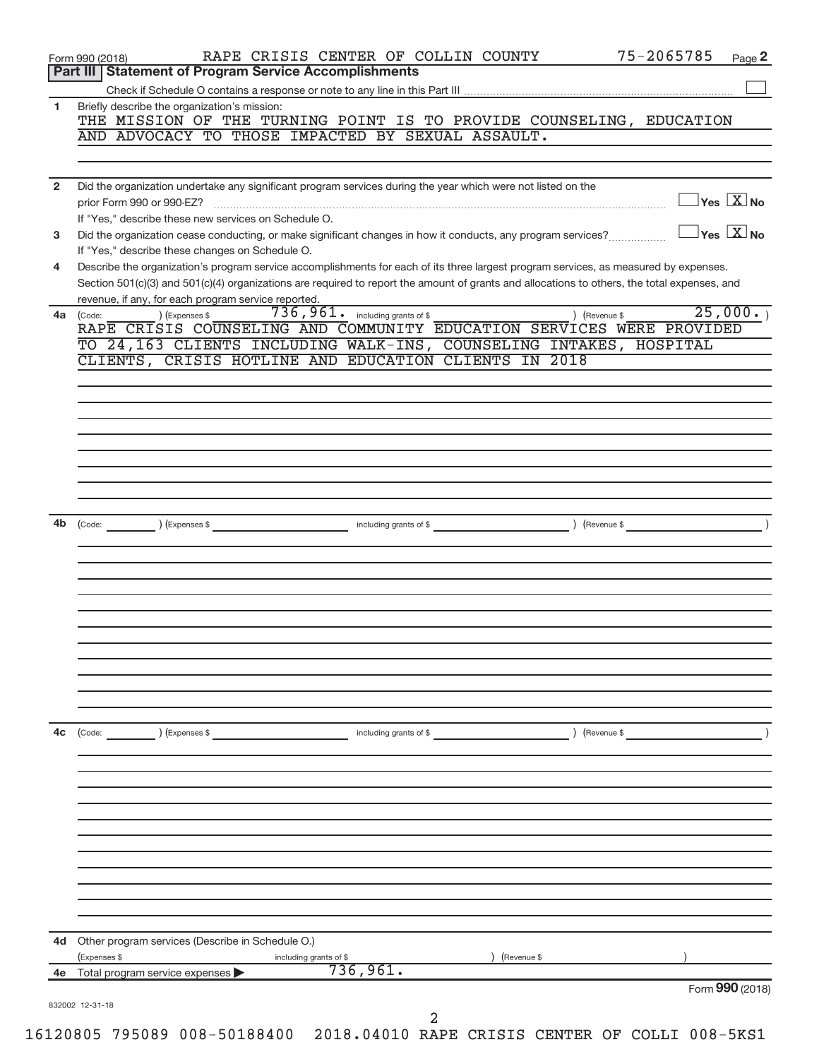Form 990 (2018) RAPE CRISIS CENTER OF COLLIN COUNTY 75-2065785 Page 2

## Part III Statement of Program Service Accomplishments

Check if Schedule O contains a response or note to any line in this Part III [ ]

**1** Briefly describe the organization's mission:

THE MISSION OF THE TURNING POINT IS TO PROVIDE COUNSELING, EDUCATION AND ADVOCACY TO THOSE IMPACTED BY SEXUAL ASSAULT.

**2** Did the organization undertake any significant program services during the year which were not listed on the prior Form 990 or 990-EZ? [ ] Yes [X] No

If "Yes," describe these new services on Schedule O.

**3** Did the organization cease conducting, or make significant changes in how it conducts, any program services? [ ] Yes [X] No

If "Yes," describe these changes on Schedule O.

**4** Describe the organization's program service accomplishments for each of its three largest program services, as measured by expenses. Section 501(c)(3) and 501(c)(4) organizations are required to report the amount of grants and allocations to others, the total expenses, and revenue, if any, for each program service reported.

**4a** (Code: ) (Expenses $ 736,961. including grants of $ ) (Revenue $ 25,000. )

RAPE CRISIS COUNSELING AND COMMUNITY EDUCATION SERVICES WERE PROVIDED TO 24,163 CLIENTS INCLUDING WALK-INS, COUNSELING INTAKES, HOSPITAL CLIENTS, CRISIS HOTLINE AND EDUCATION CLIENTS IN 2018

**4b** (Code: ) (Expenses $ including grants of $ ) (Revenue $ )

**4c** (Code: ) (Expenses $ including grants of $ ) (Revenue $ )

**4d** Other program services (Describe in Schedule O.)

(Expenses $ including grants of $ ) (Revenue $ )

**4e** Total program service expenses ▶ 736,961.

Form **990** (2018)

832002 12-31-18

16120805 795089 008-50188400 2018.04010 RAPE CRISIS CENTER OF COLLI 008-5KS1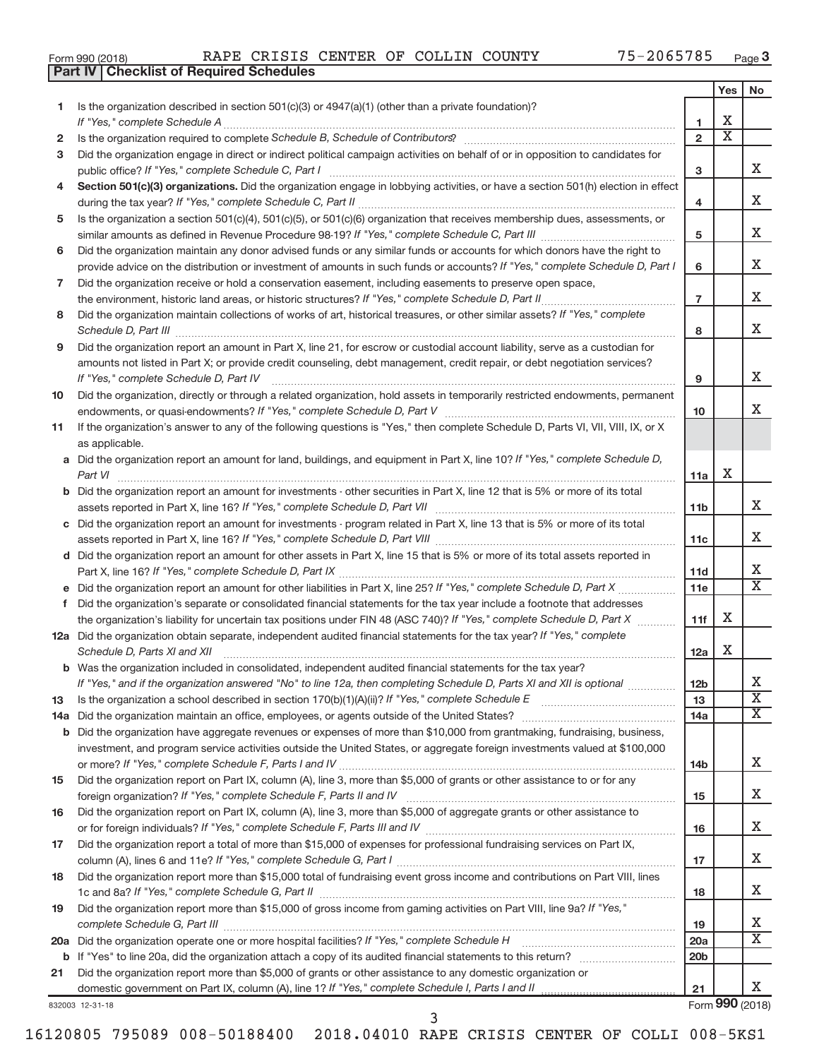Form 990 (2018) RAPE CRISIS CENTER OF COLLIN COUNTY 75-2065785 Page **3**

## Part IV | Checklist of Required Schedules

| | | | Yes | No |
|---|---|---|---|---|
| 1 | Is the organization described in section 501(c)(3) or 4947(a)(1) (other than a private foundation)? *If "Yes," complete Schedule A* | 1 | X | |
| 2 | Is the organization required to complete *Schedule B, Schedule of Contributors*? | 2 | X | |
| 3 | Did the organization engage in direct or indirect political campaign activities on behalf of or in opposition to candidates for public office? *If "Yes," complete Schedule C, Part I* | 3 | | X |
| 4 | **Section 501(c)(3) organizations.** Did the organization engage in lobbying activities, or have a section 501(h) election in effect during the tax year? *If "Yes," complete Schedule C, Part II* | 4 | | X |
| 5 | Is the organization a section 501(c)(4), 501(c)(5), or 501(c)(6) organization that receives membership dues, assessments, or similar amounts as defined in Revenue Procedure 98-19? *If "Yes," complete Schedule C, Part III* | 5 | | X |
| 6 | Did the organization maintain any donor advised funds or any similar funds or accounts for which donors have the right to provide advice on the distribution or investment of amounts in such funds or accounts? *If "Yes," complete Schedule D, Part I* | 6 | | X |
| 7 | Did the organization receive or hold a conservation easement, including easements to preserve open space, the environment, historic land areas, or historic structures? *If "Yes," complete Schedule D, Part II* | 7 | | X |
| 8 | Did the organization maintain collections of works of art, historical treasures, or other similar assets? *If "Yes," complete Schedule D, Part III* | 8 | | X |
| 9 | Did the organization report an amount in Part X, line 21, for escrow or custodial account liability, serve as a custodian for amounts not listed in Part X; or provide credit counseling, debt management, credit repair, or debt negotiation services? *If "Yes," complete Schedule D, Part IV* | 9 | | X |
| 10 | Did the organization, directly or through a related organization, hold assets in temporarily restricted endowments, permanent endowments, or quasi-endowments? *If "Yes," complete Schedule D, Part V* | 10 | | X |
| 11 | If the organization's answer to any of the following questions is "Yes," then complete Schedule D, Parts VI, VII, VIII, IX, or X as applicable. | | | |
| a | Did the organization report an amount for land, buildings, and equipment in Part X, line 10? *If "Yes," complete Schedule D, Part VI* | 11a | X | |
| b | Did the organization report an amount for investments - other securities in Part X, line 12 that is 5% or more of its total assets reported in Part X, line 16? *If "Yes," complete Schedule D, Part VII* | 11b | | X |
| c | Did the organization report an amount for investments - program related in Part X, line 13 that is 5% or more of its total assets reported in Part X, line 16? *If "Yes," complete Schedule D, Part VIII* | 11c | | X |
| d | Did the organization report an amount for other assets in Part X, line 15 that is 5% or more of its total assets reported in Part X, line 16? *If "Yes," complete Schedule D, Part IX* | 11d | | X |
| e | Did the organization report an amount for other liabilities in Part X, line 25? *If "Yes," complete Schedule D, Part X* | 11e | | X |
| f | Did the organization's separate or consolidated financial statements for the tax year include a footnote that addresses the organization's liability for uncertain tax positions under FIN 48 (ASC 740)? *If "Yes," complete Schedule D, Part X* | 11f | X | |
| 12a | Did the organization obtain separate, independent audited financial statements for the tax year? *If "Yes," complete Schedule D, Parts XI and XII* | 12a | X | |
| b | Was the organization included in consolidated, independent audited financial statements for the tax year? *If "Yes," and if the organization answered "No" to line 12a, then completing Schedule D, Parts XI and XII is optional* | 12b | | X |
| 13 | Is the organization a school described in section 170(b)(1)(A)(ii)? *If "Yes," complete Schedule E* | 13 | | X |
| 14a | Did the organization maintain an office, employees, or agents outside of the United States? | 14a | | X |
| b | Did the organization have aggregate revenues or expenses of more than $10,000 from grantmaking, fundraising, business, investment, and program service activities outside the United States, or aggregate foreign investments valued at $100,000 or more? *If "Yes," complete Schedule F, Parts I and IV* | 14b | | X |
| 15 | Did the organization report on Part IX, column (A), line 3, more than $5,000 of grants or other assistance to or for any foreign organization? *If "Yes," complete Schedule F, Parts II and IV* | 15 | | X |
| 16 | Did the organization report on Part IX, column (A), line 3, more than $5,000 of aggregate grants or other assistance to or for foreign individuals? *If "Yes," complete Schedule F, Parts III and IV* | 16 | | X |
| 17 | Did the organization report a total of more than $15,000 of expenses for professional fundraising services on Part IX, column (A), lines 6 and 11e? *If "Yes," complete Schedule G, Part I* | 17 | | X |
| 18 | Did the organization report more than $15,000 total of fundraising event gross income and contributions on Part VIII, lines 1c and 8a? *If "Yes," complete Schedule G, Part II* | 18 | | X |
| 19 | Did the organization report more than $15,000 of gross income from gaming activities on Part VIII, line 9a? *If "Yes," complete Schedule G, Part III* | 19 | | X |
| 20a | Did the organization operate one or more hospital facilities? *If "Yes," complete Schedule H* | 20a | | X |
| b | If "Yes" to line 20a, did the organization attach a copy of its audited financial statements to this return? | 20b | | |
| 21 | Did the organization report more than $5,000 of grants or other assistance to any domestic organization or domestic government on Part IX, column (A), line 1? *If "Yes," complete Schedule I, Parts I and II* | 21 | | X |

832003 12-31-18 Form **990** (2018)

16120805 795089 008-50188400 2018.04010 RAPE CRISIS CENTER OF COLLI 008-5KS1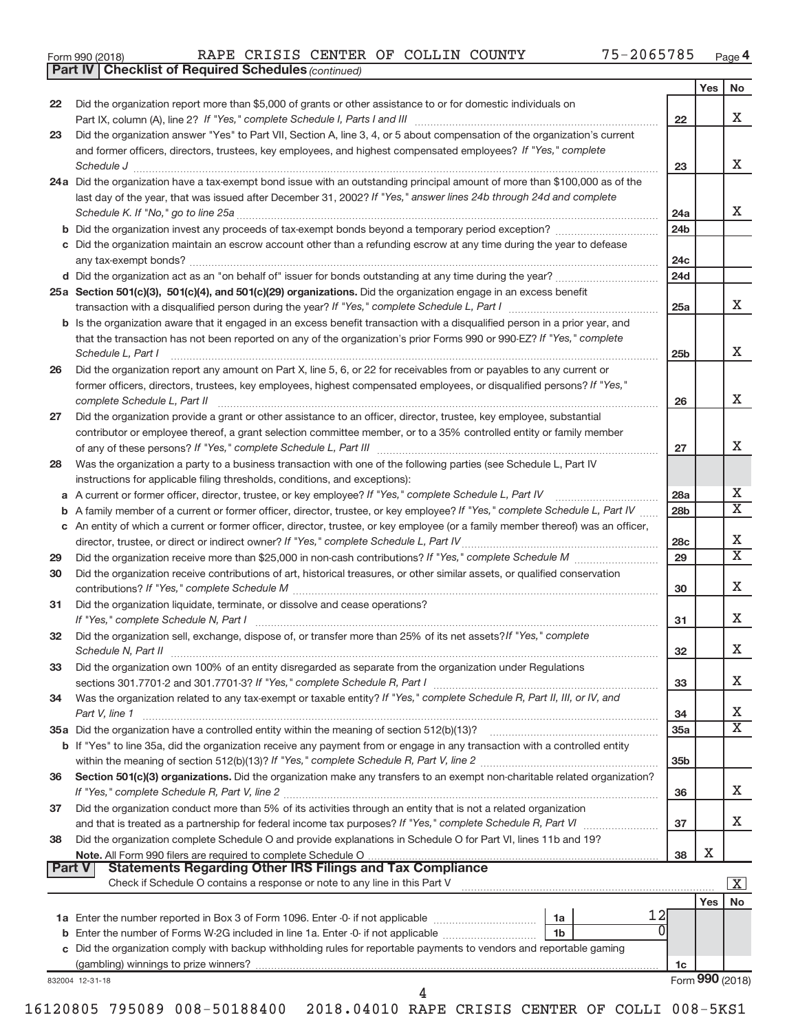Form 990 (2018) RAPE CRISIS CENTER OF COLLIN COUNTY 75-2065785 Page 4

**Part IV Checklist of Required Schedules** *(continued)*

| | | | Yes | No |
|---|---|---|---|---|
| 22 | Did the organization report more than $5,000 of grants or other assistance to or for domestic individuals on Part IX, column (A), line 2? *If "Yes," complete Schedule I, Parts I and III* | 22 | | X |
| 23 | Did the organization answer "Yes" to Part VII, Section A, line 3, 4, or 5 about compensation of the organization's current and former officers, directors, trustees, key employees, and highest compensated employees? *If "Yes," complete Schedule J* | 23 | | X |
| 24a | Did the organization have a tax-exempt bond issue with an outstanding principal amount of more than $100,000 as of the last day of the year, that was issued after December 31, 2002? *If "Yes," answer lines 24b through 24d and complete Schedule K. If "No," go to line 25a* | 24a | | X |
| b | Did the organization invest any proceeds of tax-exempt bonds beyond a temporary period exception? | 24b | | |
| c | Did the organization maintain an escrow account other than a refunding escrow at any time during the year to defease any tax-exempt bonds? | 24c | | |
| d | Did the organization act as an "on behalf of" issuer for bonds outstanding at any time during the year? | 24d | | |
| 25a | **Section 501(c)(3), 501(c)(4), and 501(c)(29) organizations.** Did the organization engage in an excess benefit transaction with a disqualified person during the year? *If "Yes," complete Schedule L, Part I* | 25a | | X |
| b | Is the organization aware that it engaged in an excess benefit transaction with a disqualified person in a prior year, and that the transaction has not been reported on any of the organization's prior Forms 990 or 990-EZ? *If "Yes," complete Schedule L, Part I* | 25b | | X |
| 26 | Did the organization report any amount on Part X, line 5, 6, or 22 for receivables from or payables to any current or former officers, directors, trustees, key employees, highest compensated employees, or disqualified persons? *If "Yes," complete Schedule L, Part II* | 26 | | X |
| 27 | Did the organization provide a grant or other assistance to an officer, director, trustee, key employee, substantial contributor or employee thereof, a grant selection committee member, or to a 35% controlled entity or family member of any of these persons? *If "Yes," complete Schedule L, Part III* | 27 | | X |
| 28 | Was the organization a party to a business transaction with one of the following parties (see Schedule L, Part IV instructions for applicable filing thresholds, conditions, and exceptions): | | | |
| a | A current or former officer, director, trustee, or key employee? *If "Yes," complete Schedule L, Part IV* | 28a | | X |
| b | A family member of a current or former officer, director, trustee, or key employee? *If "Yes," complete Schedule L, Part IV* | 28b | | X |
| c | An entity of which a current or former officer, director, trustee, or key employee (or a family member thereof) was an officer, director, trustee, or direct or indirect owner? *If "Yes," complete Schedule L, Part IV* | 28c | | X |
| 29 | Did the organization receive more than $25,000 in non-cash contributions? *If "Yes," complete Schedule M* | 29 | | X |
| 30 | Did the organization receive contributions of art, historical treasures, or other similar assets, or qualified conservation contributions? *If "Yes," complete Schedule M* | 30 | | X |
| 31 | Did the organization liquidate, terminate, or dissolve and cease operations? *If "Yes," complete Schedule N, Part I* | 31 | | X |
| 32 | Did the organization sell, exchange, dispose of, or transfer more than 25% of its net assets? *If "Yes," complete Schedule N, Part II* | 32 | | X |
| 33 | Did the organization own 100% of an entity disregarded as separate from the organization under Regulations sections 301.7701-2 and 301.7701-3? *If "Yes," complete Schedule R, Part I* | 33 | | X |
| 34 | Was the organization related to any tax-exempt or taxable entity? *If "Yes," complete Schedule R, Part II, III, or IV, and Part V, line 1* | 34 | | X |
| 35a | Did the organization have a controlled entity within the meaning of section 512(b)(13)? | 35a | | X |
| b | If "Yes" to line 35a, did the organization receive any payment from or engage in any transaction with a controlled entity within the meaning of section 512(b)(13)? *If "Yes," complete Schedule R, Part V, line 2* | 35b | | |
| 36 | **Section 501(c)(3) organizations.** Did the organization make any transfers to an exempt non-charitable related organization? *If "Yes," complete Schedule R, Part V, line 2* | 36 | | X |
| 37 | Did the organization conduct more than 5% of its activities through an entity that is not a related organization and that is treated as a partnership for federal income tax purposes? *If "Yes," complete Schedule R, Part VI* | 37 | | X |
| 38 | Did the organization complete Schedule O and provide explanations in Schedule O for Part VI, lines 11b and 19? **Note.** All Form 990 filers are required to complete Schedule O | 38 | X | |

**Part V Statements Regarding Other IRS Filings and Tax Compliance**

Check if Schedule O contains a response or note to any line in this Part V [X]

| | | | | | Yes | No |
|---|---|---|---|---|---|---|
| 1a | Enter the number reported in Box 3 of Form 1096. Enter -0- if not applicable | 1a | 12 | | | |
| b | Enter the number of Forms W-2G included in line 1a. Enter -0- if not applicable | 1b | 0 | | | |
| c | Did the organization comply with backup withholding rules for reportable payments to vendors and reportable gaming (gambling) winnings to prize winners? | | | 1c | | |

832004 12-31-18 Form **990** (2018)

16120805 795089 008-50188400 2018.04010 RAPE CRISIS CENTER OF COLLI 008-5KS1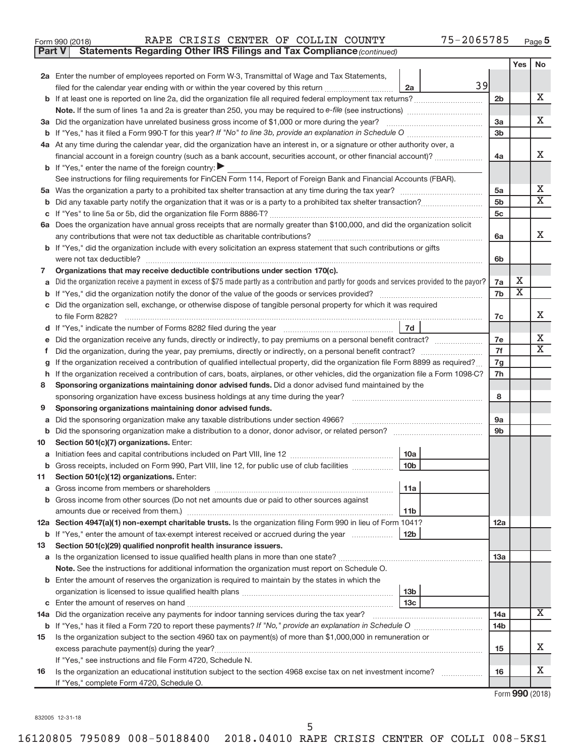Form 990 (2018) RAPE CRISIS CENTER OF COLLIN COUNTY 75-2065785 Page 5

**Part V Statements Regarding Other IRS Filings and Tax Compliance** *(continued)*

| | | | | | Yes | No |
|---|---|---|---|---|---|---|
| **2a** | Enter the number of employees reported on Form W-3, Transmittal of Wage and Tax Statements, filed for the calendar year ending with or within the year covered by this return | 2a | 39 | | | |
| **b** | If at least one is reported on line 2a, did the organization file all required federal employment tax returns? | | | 2b | | X |
| | **Note.** If the sum of lines 1a and 2a is greater than 250, you may be required to *e-file* (see instructions) | | | | | |
| **3a** | Did the organization have unrelated business gross income of $1,000 or more during the year? | | | 3a | | X |
| **b** | If "Yes," has it filed a Form 990-T for this year? *If "No" to line 3b, provide an explanation in Schedule O* | | | 3b | | |
| **4a** | At any time during the calendar year, did the organization have an interest in, or a signature or other authority over, a financial account in a foreign country (such as a bank account, securities account, or other financial account)? | | | 4a | | X |
| **b** | If "Yes," enter the name of the foreign country: ▶ | | | | | |
| | See instructions for filing requirements for FinCEN Form 114, Report of Foreign Bank and Financial Accounts (FBAR). | | | | | |
| **5a** | Was the organization a party to a prohibited tax shelter transaction at any time during the tax year? | | | 5a | | X |
| **b** | Did any taxable party notify the organization that it was or is a party to a prohibited tax shelter transaction? | | | 5b | | X |
| **c** | If "Yes" to line 5a or 5b, did the organization file Form 8886-T? | | | 5c | | |
| **6a** | Does the organization have annual gross receipts that are normally greater than $100,000, and did the organization solicit any contributions that were not tax deductible as charitable contributions? | | | 6a | | X |
| **b** | If "Yes," did the organization include with every solicitation an express statement that such contributions or gifts were not tax deductible? | | | 6b | | |
| **7** | **Organizations that may receive deductible contributions under section 170(c).** | | | | | |
| **a** | Did the organization receive a payment in excess of $75 made partly as a contribution and partly for goods and services provided to the payor? | | | 7a | X | |
| **b** | If "Yes," did the organization notify the donor of the value of the goods or services provided? | | | 7b | X | |
| **c** | Did the organization sell, exchange, or otherwise dispose of tangible personal property for which it was required to file Form 8282? | | | 7c | | X |
| **d** | If "Yes," indicate the number of Forms 8282 filed during the year | 7d | | | | |
| **e** | Did the organization receive any funds, directly or indirectly, to pay premiums on a personal benefit contract? | | | 7e | | X |
| **f** | Did the organization, during the year, pay premiums, directly or indirectly, on a personal benefit contract? | | | 7f | | X |
| **g** | If the organization received a contribution of qualified intellectual property, did the organization file Form 8899 as required? | | | 7g | | |
| **h** | If the organization received a contribution of cars, boats, airplanes, or other vehicles, did the organization file a Form 1098-C? | | | 7h | | |
| **8** | **Sponsoring organizations maintaining donor advised funds.** Did a donor advised fund maintained by the sponsoring organization have excess business holdings at any time during the year? | | | 8 | | |
| **9** | **Sponsoring organizations maintaining donor advised funds.** | | | | | |
| **a** | Did the sponsoring organization make any taxable distributions under section 4966? | | | 9a | | |
| **b** | Did the sponsoring organization make a distribution to a donor, donor advisor, or related person? | | | 9b | | |
| **10** | **Section 501(c)(7) organizations.** Enter: | | | | | |
| **a** | Initiation fees and capital contributions included on Part VIII, line 12 | 10a | | | | |
| **b** | Gross receipts, included on Form 990, Part VIII, line 12, for public use of club facilities | 10b | | | | |
| **11** | **Section 501(c)(12) organizations.** Enter: | | | | | |
| **a** | Gross income from members or shareholders | 11a | | | | |
| **b** | Gross income from other sources (Do not net amounts due or paid to other sources against amounts due or received from them.) | 11b | | | | |
| **12a** | **Section 4947(a)(1) non-exempt charitable trusts.** Is the organization filing Form 990 in lieu of Form 1041? | | | 12a | | |
| **b** | If "Yes," enter the amount of tax-exempt interest received or accrued during the year | 12b | | | | |
| **13** | **Section 501(c)(29) qualified nonprofit health insurance issuers.** | | | | | |
| **a** | Is the organization licensed to issue qualified health plans in more than one state? | | | 13a | | |
| | **Note.** See the instructions for additional information the organization must report on Schedule O. | | | | | |
| **b** | Enter the amount of reserves the organization is required to maintain by the states in which the organization is licensed to issue qualified health plans | 13b | | | | |
| **c** | Enter the amount of reserves on hand | 13c | | | | |
| **14a** | Did the organization receive any payments for indoor tanning services during the tax year? | | | 14a | | X |
| **b** | If "Yes," has it filed a Form 720 to report these payments? *If "No," provide an explanation in Schedule O* | | | 14b | | |
| **15** | Is the organization subject to the section 4960 tax on payment(s) of more than $1,000,000 in remuneration or excess parachute payment(s) during the year? | | | 15 | | X |
| | If "Yes," see instructions and file Form 4720, Schedule N. | | | | | |
| **16** | Is the organization an educational institution subject to the section 4968 excise tax on net investment income? | | | 16 | | X |
| | If "Yes," complete Form 4720, Schedule O. | | | | | |

Form **990** (2018)

832005 12-31-18

16120805 795089 008-50188400 2018.04010 RAPE CRISIS CENTER OF COLLI 008-5KS1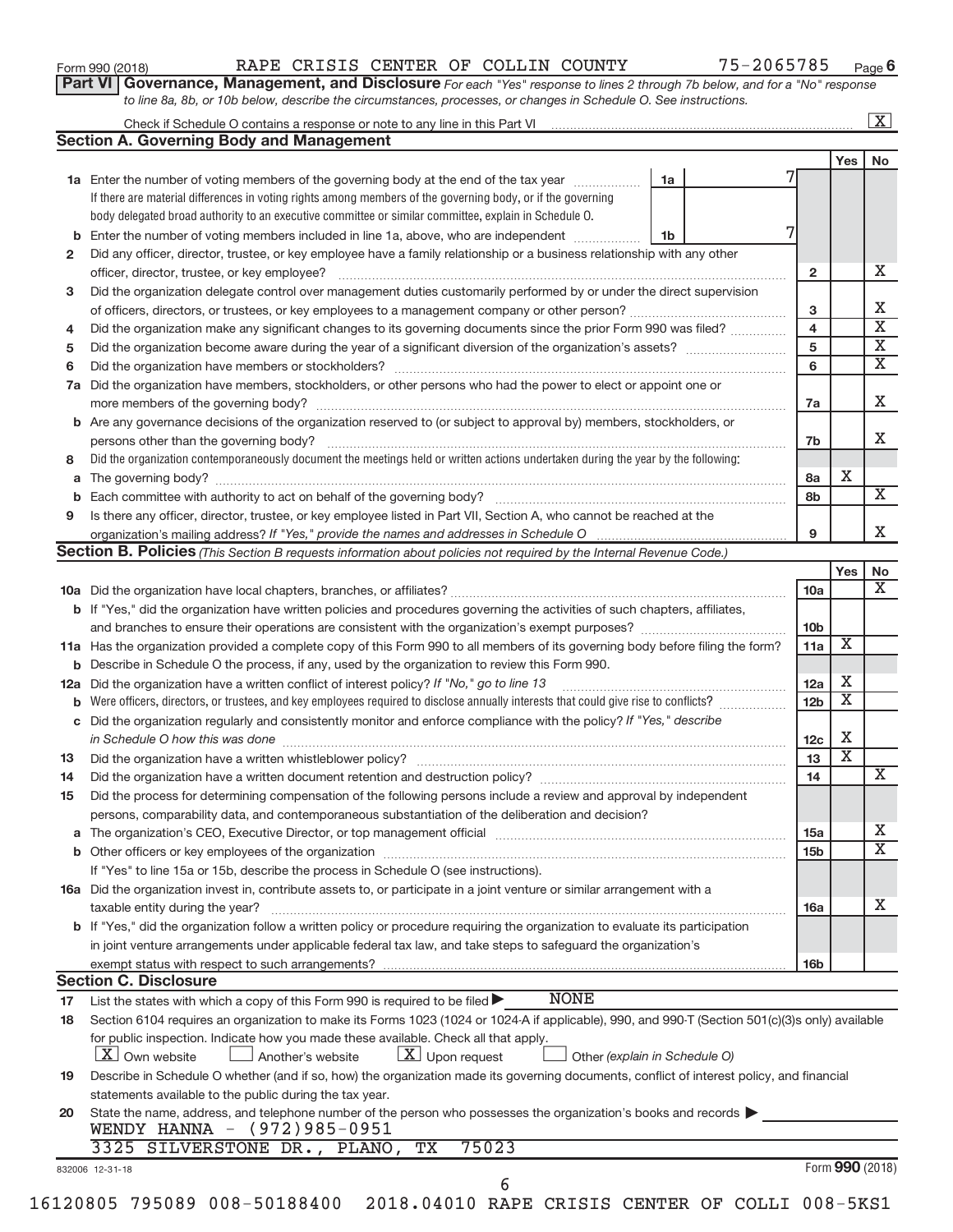Form 990 (2018) RAPE CRISIS CENTER OF COLLIN COUNTY 75-2065785 Page 6

**Part VI Governance, Management, and Disclosure** *For each "Yes" response to lines 2 through 7b below, and for a "No" response to line 8a, 8b, or 10b below, describe the circumstances, processes, or changes in Schedule O. See instructions.*

Check if Schedule O contains a response or note to any line in this Part VI [X]

## Section A. Governing Body and Management

| | | | Yes | No |
|---|---|---|---|---|
| **1a** | Enter the number of voting members of the governing body at the end of the tax year **1a** 7<br>If there are material differences in voting rights among members of the governing body, or if the governing body delegated broad authority to an executive committee or similar committee, explain in Schedule O. | | | |
| **b** | Enter the number of voting members included in line 1a, above, who are independent **1b** 7 | | | |
| **2** | Did any officer, director, trustee, or key employee have a family relationship or a business relationship with any other officer, director, trustee, or key employee? | 2 | | X |
| **3** | Did the organization delegate control over management duties customarily performed by or under the direct supervision of officers, directors, or trustees, or key employees to a management company or other person? | 3 | | X |
| **4** | Did the organization make any significant changes to its governing documents since the prior Form 990 was filed? | 4 | | X |
| **5** | Did the organization become aware during the year of a significant diversion of the organization's assets? | 5 | | X |
| **6** | Did the organization have members or stockholders? | 6 | | X |
| **7a** | Did the organization have members, stockholders, or other persons who had the power to elect or appoint one or more members of the governing body? | 7a | | X |
| **b** | Are any governance decisions of the organization reserved to (or subject to approval by) members, stockholders, or persons other than the governing body? | 7b | | X |
| **8** | Did the organization contemporaneously document the meetings held or written actions undertaken during the year by the following: | | | |
| **a** | The governing body? | 8a | X | |
| **b** | Each committee with authority to act on behalf of the governing body? | 8b | | X |
| **9** | Is there any officer, director, trustee, or key employee listed in Part VII, Section A, who cannot be reached at the organization's mailing address? *If "Yes," provide the names and addresses in Schedule O* | 9 | | X |

## Section B. Policies *(This Section B requests information about policies not required by the Internal Revenue Code.)*

| | | | Yes | No |
|---|---|---|---|---|
| **10a** | Did the organization have local chapters, branches, or affiliates? | 10a | | X |
| **b** | If "Yes," did the organization have written policies and procedures governing the activities of such chapters, affiliates, and branches to ensure their operations are consistent with the organization's exempt purposes? | 10b | | |
| **11a** | Has the organization provided a complete copy of this Form 990 to all members of its governing body before filing the form? | 11a | X | |
| **b** | Describe in Schedule O the process, if any, used by the organization to review this Form 990. | | | |
| **12a** | Did the organization have a written conflict of interest policy? *If "No," go to line 13* | 12a | X | |
| **b** | Were officers, directors, or trustees, and key employees required to disclose annually interests that could give rise to conflicts? | 12b | X | |
| **c** | Did the organization regularly and consistently monitor and enforce compliance with the policy? *If "Yes," describe in Schedule O how this was done* | 12c | X | |
| **13** | Did the organization have a written whistleblower policy? | 13 | X | |
| **14** | Did the organization have a written document retention and destruction policy? | 14 | | X |
| **15** | Did the process for determining compensation of the following persons include a review and approval by independent persons, comparability data, and contemporaneous substantiation of the deliberation and decision? | | | |
| **a** | The organization's CEO, Executive Director, or top management official | 15a | | X |
| **b** | Other officers or key employees of the organization | 15b | | X |
| | If "Yes" to line 15a or 15b, describe the process in Schedule O (see instructions). | | | |
| **16a** | Did the organization invest in, contribute assets to, or participate in a joint venture or similar arrangement with a taxable entity during the year? | 16a | | X |
| **b** | If "Yes," did the organization follow a written policy or procedure requiring the organization to evaluate its participation in joint venture arrangements under applicable federal tax law, and take steps to safeguard the organization's exempt status with respect to such arrangements? | 16b | | |

## Section C. Disclosure

**17** List the states with which a copy of this Form 990 is required to be filed ▶ NONE

**18** Section 6104 requires an organization to make its Forms 1023 (1024 or 1024-A if applicable), 990, and 990-T (Section 501(c)(3)s only) available for public inspection. Indicate how you made these available. Check all that apply.

[X] Own website  [ ] Another's website  [X] Upon request  [ ] Other *(explain in Schedule O)*

**19** Describe in Schedule O whether (and if so, how) the organization made its governing documents, conflict of interest policy, and financial statements available to the public during the tax year.

**20** State the name, address, and telephone number of the person who possesses the organization's books and records ▶

WENDY HANNA - (972)985-0951
3325 SILVERSTONE DR., PLANO, TX 75023

832006 12-31-18 Form **990** (2018)

16120805 795089 008-50188400 2018.04010 RAPE CRISIS CENTER OF COLLI 008-5KS1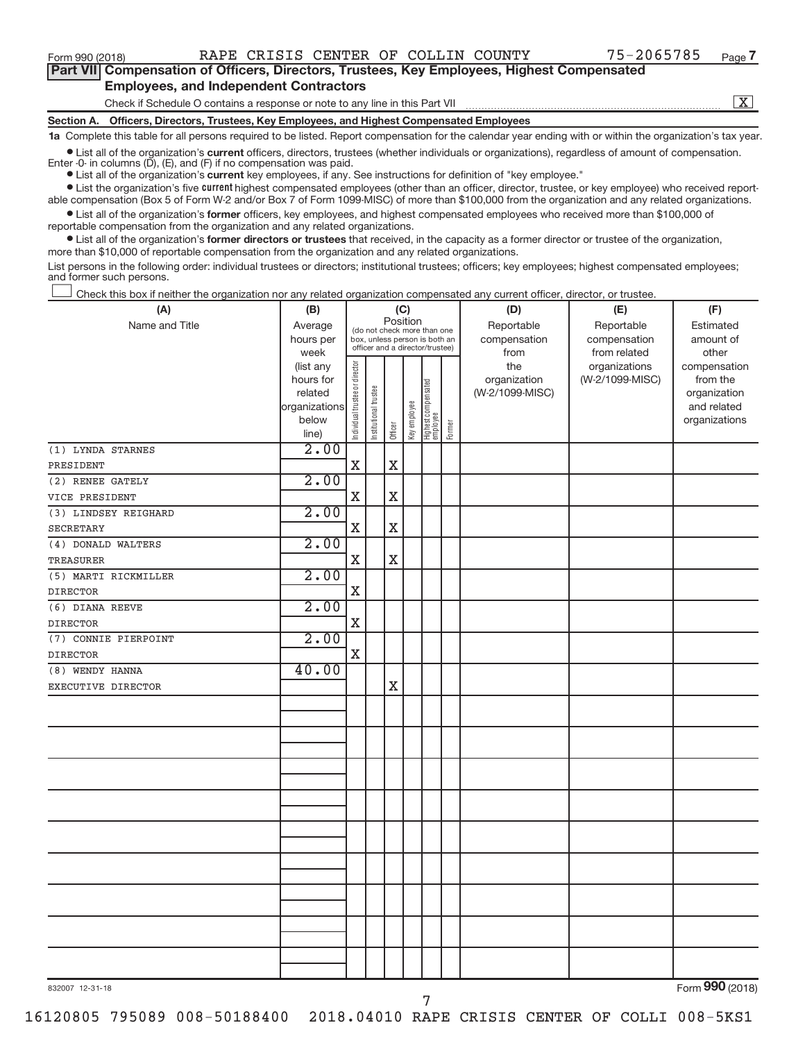Form 990 (2018) RAPE CRISIS CENTER OF COLLIN COUNTY 75-2065785

**Part VII Compensation of Officers, Directors, Trustees, Key Employees, Highest Compensated Employees, and Independent Contractors**

Check if Schedule O contains a response or note to any line in this Part VII [X]

**Section A. Officers, Directors, Trustees, Key Employees, and Highest Compensated Employees**

**1a** Complete this table for all persons required to be listed. Report compensation for the calendar year ending with or within the organization's tax year.

- List all of the organization's **current** officers, directors, trustees (whether individuals or organizations), regardless of amount of compensation. Enter -0- in columns (D), (E), and (F) if no compensation was paid.
- List all of the organization's **current** key employees, if any. See instructions for definition of "key employee."
- List the organization's five **current** highest compensated employees (other than an officer, director, trustee, or key employee) who received reportable compensation (Box 5 of Form W-2 and/or Box 7 of Form 1099-MISC) of more than $100,000 from the organization and any related organizations.
- List all of the organization's **former** officers, key employees, and highest compensated employees who received more than $100,000 of reportable compensation from the organization and any related organizations.
- List all of the organization's **former directors or trustees** that received, in the capacity as a former director or trustee of the organization, more than $10,000 of reportable compensation from the organization and any related organizations.

List persons in the following order: individual trustees or directors; institutional trustees; officers; key employees; highest compensated employees; and former such persons.

[ ] Check this box if neither the organization nor any related organization compensated any current officer, director, or trustee.

| (A) Name and Title | (B) Average hours per week (list any hours for related organizations below line) | (C) Position (do not check more than one box, unless person is both an officer and a director/trustee) | | | | | | (D) Reportable compensation from the organization (W-2/1099-MISC) | (E) Reportable compensation from related organizations (W-2/1099-MISC) | (F) Estimated amount of other compensation from the organization and related organizations |
|---|---|---|---|---|---|---|---|---|---|---|
| | | Individual trustee or director | Institutional trustee | Officer | Key employee | Highest compensated employee | Former | | | |
| (1) LYNDA STARNES<br>PRESIDENT | 2.00 | X | | X | | | | | | |
| (2) RENEE GATELY<br>VICE PRESIDENT | 2.00 | X | | X | | | | | | |
| (3) LINDSEY REIGHARD<br>SECRETARY | 2.00 | X | | X | | | | | | |
| (4) DONALD WALTERS<br>TREASURER | 2.00 | X | | X | | | | | | |
| (5) MARTI RICKMILLER<br>DIRECTOR | 2.00 | X | | | | | | | | |
| (6) DIANA REEVE<br>DIRECTOR | 2.00 | X | | | | | | | | |
| (7) CONNIE PIERPOINT<br>DIRECTOR | 2.00 | X | | | | | | | | |
| (8) WENDY HANNA<br>EXECUTIVE DIRECTOR | 40.00 | | | X | | | | | | |

832007 12-31-18

Form **990** (2018)

16120805 795089 008-50188400 2018.04010 RAPE CRISIS CENTER OF COLLI 008-5KS1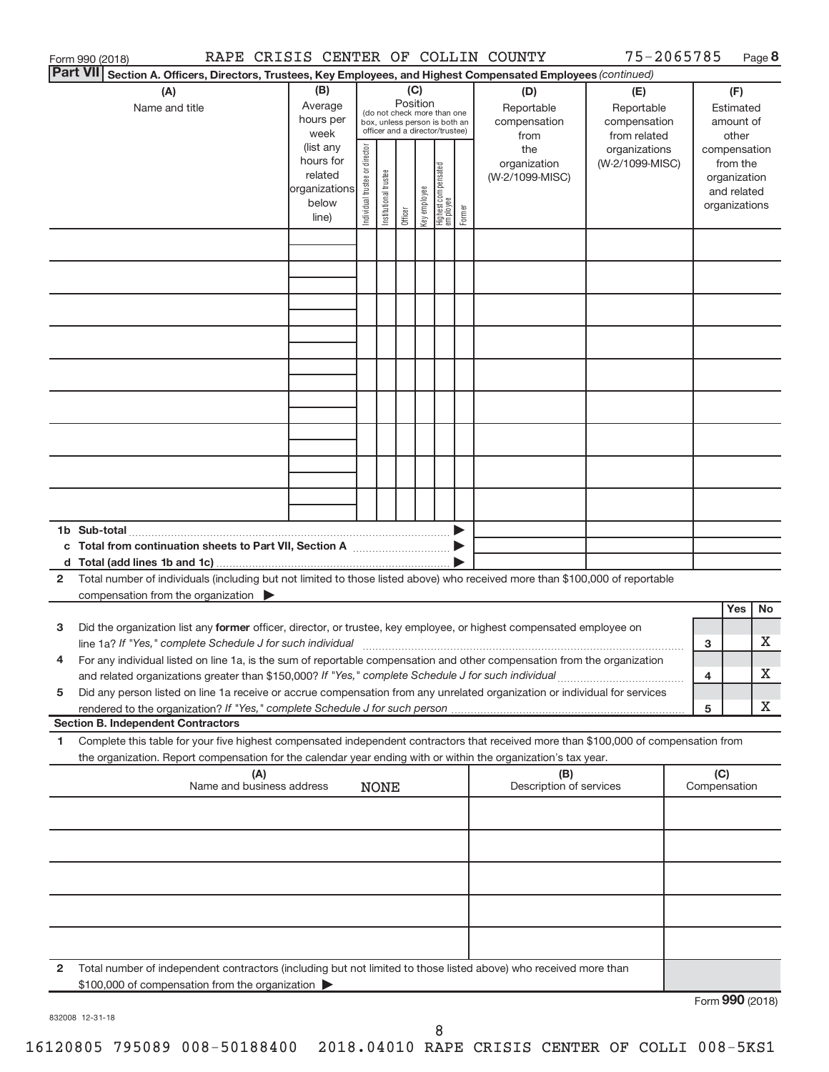Form 990 (2018) RAPE CRISIS CENTER OF COLLIN COUNTY 75-2065785 Page 8

**Part VII Section A. Officers, Directors, Trustees, Key Employees, and Highest Compensated Employees** *(continued)*

| (A) Name and title | (B) Average hours per week (list any hours for related organizations below line) | (C) Position (do not check more than one box, unless person is both an officer and a director/trustee): Individual trustee or director | Institutional trustee | Officer | Key employee | Highest compensated employee | Former | (D) Reportable compensation from the organization (W-2/1099-MISC) | (E) Reportable compensation from related organizations (W-2/1099-MISC) | (F) Estimated amount of other compensation from the organization and related organizations |
|---|---|---|---|---|---|---|---|---|---|---|
| | | | | | | | | | | |
| | | | | | | | | | | |
| | | | | | | | | | | |
| | | | | | | | | | | |
| | | | | | | | | | | |
| | | | | | | | | | | |
| | | | | | | | | | | |
| | | | | | | | | | | |
| | | | | | | | | | | |

1b Sub-total ▶

c Total from continuation sheets to Part VII, Section A ▶

d Total (add lines 1b and 1c) ▶

2 Total number of individuals (including but not limited to those listed above) who received more than $100,000 of reportable compensation from the organization ▶

| | | Yes | No |
|---|---|---|---|
| 3 | Did the organization list any **former** officer, director, or trustee, key employee, or highest compensated employee on line 1a? *If "Yes," complete Schedule J for such individual* | | X |
| 4 | For any individual listed on line 1a, is the sum of reportable compensation and other compensation from the organization and related organizations greater than $150,000? *If "Yes," complete Schedule J for such individual* | | X |
| 5 | Did any person listed on line 1a receive or accrue compensation from any unrelated organization or individual for services rendered to the organization? *If "Yes," complete Schedule J for such person* | | X |

**Section B. Independent Contractors**

1 Complete this table for your five highest compensated independent contractors that received more than $100,000 of compensation from the organization. Report compensation for the calendar year ending with or within the organization's tax year.

| (A) Name and business address | (B) Description of services | (C) Compensation |
|---|---|---|
| NONE | | |
| | | |
| | | |
| | | |
| | | |

2 Total number of independent contractors (including but not limited to those listed above) who received more than $100,000 of compensation from the organization ▶

Form **990** (2018)

832008 12-31-18

16120805 795089 008-50188400 2018.04010 RAPE CRISIS CENTER OF COLLI 008-5KS1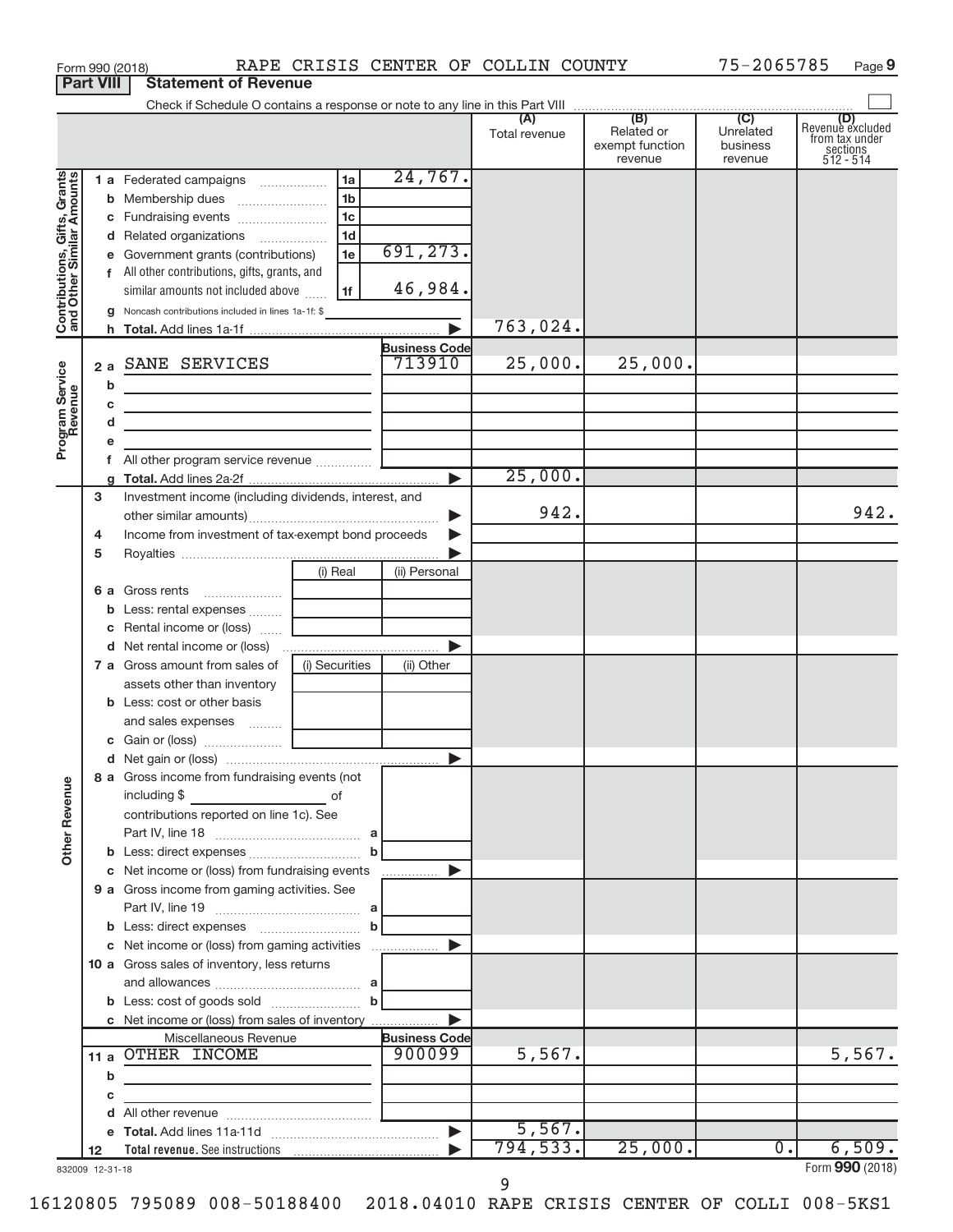Form 990 (2018) RAPE CRISIS CENTER OF COLLIN COUNTY 75-2065785

## Part VIII Statement of Revenue

Check if Schedule O contains a response or note to any line in this Part VIII ☐

| | | | (A) Total revenue | (B) Related or exempt function revenue | (C) Unrelated business revenue | (D) Revenue excluded from tax under sections 512 - 514 |
|---|---|---|---|---|---|---|
| **Contributions, Gifts, Grants and Other Similar Amounts** | 1a Federated campaigns | 1a 24,767. | | | | |
| | b Membership dues | 1b | | | | |
| | c Fundraising events | 1c | | | | |
| | d Related organizations | 1d | | | | |
| | e Government grants (contributions) | 1e 691,273. | | | | |
| | f All other contributions, gifts, grants, and similar amounts not included above | 1f 46,984. | | | | |
| | g Noncash contributions included in lines 1a-1f: $ | | | | | |
| | h Total. Add lines 1a-1f | | 763,024. | | | |
| **Program Service Revenue** | | Business Code | | | | |
| | 2a SANE SERVICES | 713910 | 25,000. | 25,000. | | |
| | b | | | | | |
| | c | | | | | |
| | d | | | | | |
| | e | | | | | |
| | f All other program service revenue | | | | | |
| | g Total. Add lines 2a-2f | | 25,000. | | | |
| **Other Revenue** | 3 Investment income (including dividends, interest, and other similar amounts) | | 942. | | | 942. |
| | 4 Income from investment of tax-exempt bond proceeds | | | | | |
| | 5 Royalties | | | | | |
| | | (i) Real / (ii) Personal | | | | |
| | 6a Gross rents | | | | | |
| | b Less: rental expenses | | | | | |
| | c Rental income or (loss) | | | | | |
| | d Net rental income or (loss) | | | | | |
| | 7a Gross amount from sales of assets other than inventory | (i) Securities / (ii) Other | | | | |
| | b Less: cost or other basis and sales expenses | | | | | |
| | c Gain or (loss) | | | | | |
| | d Net gain or (loss) | | | | | |
| | 8a Gross income from fundraising events (not including $ of contributions reported on line 1c). See Part IV, line 18 | a | | | | |
| | b Less: direct expenses | b | | | | |
| | c Net income or (loss) from fundraising events | | | | | |
| | 9a Gross income from gaming activities. See Part IV, line 19 | a | | | | |
| | b Less: direct expenses | b | | | | |
| | c Net income or (loss) from gaming activities | | | | | |
| | 10a Gross sales of inventory, less returns and allowances | a | | | | |
| | b Less: cost of goods sold | b | | | | |
| | c Net income or (loss) from sales of inventory | | | | | |
| | Miscellaneous Revenue | Business Code | | | | |
| | 11a OTHER INCOME | 900099 | 5,567. | | | 5,567. |
| | b | | | | | |
| | c | | | | | |
| | d All other revenue | | | | | |
| | e Total. Add lines 11a-11d | | 5,567. | | | |
| | 12 Total revenue. See instructions | | 794,533. | 25,000. | 0. | 6,509. |

832009 12-31-18 Form 990 (2018)

16120805 795089 008-50188400 2018.04010 RAPE CRISIS CENTER OF COLLI 008-5KS1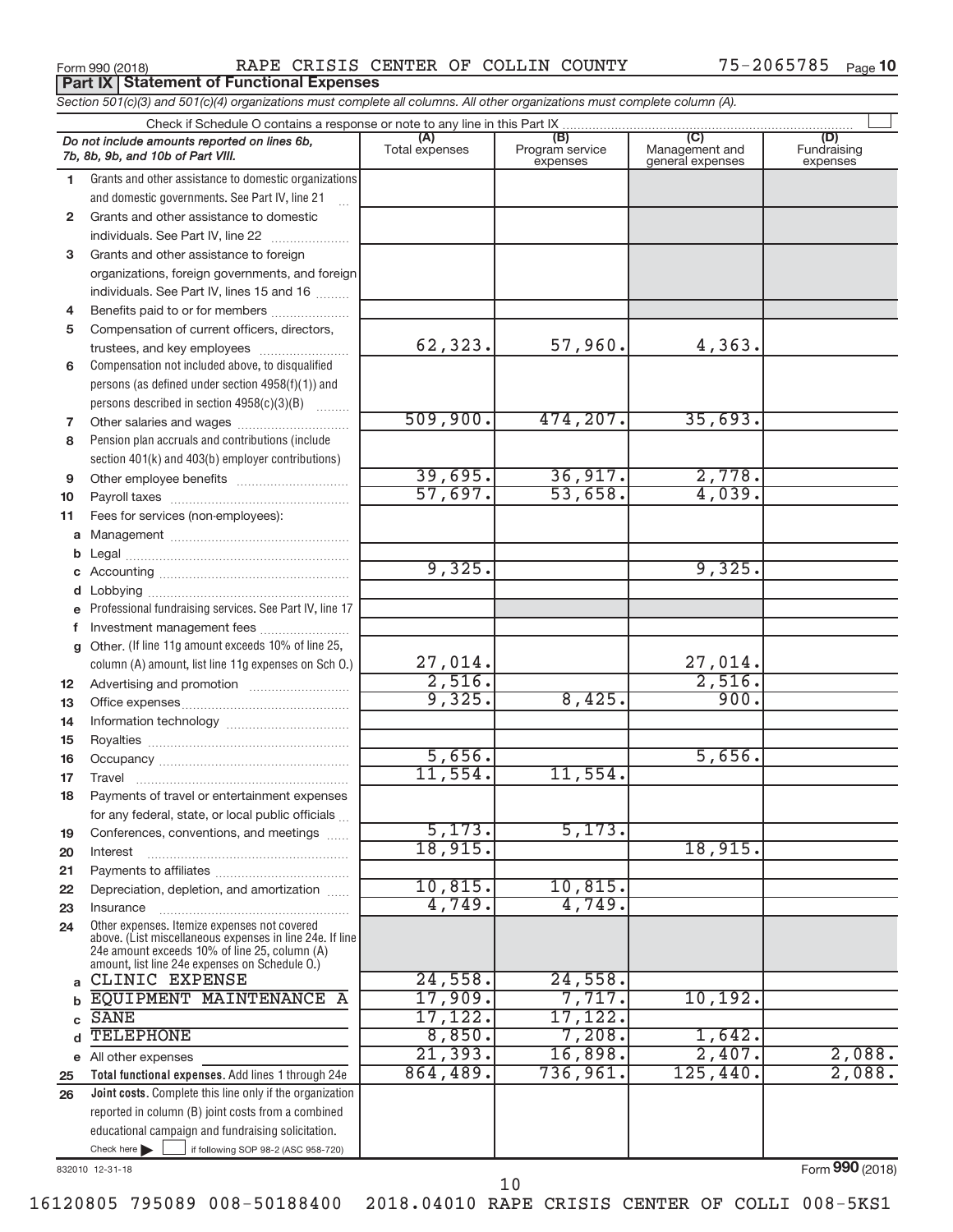Form 990 (2018) RAPE CRISIS CENTER OF COLLIN COUNTY 75-2065785 Page 10

**Part IX Statement of Functional Expenses**

*Section 501(c)(3) and 501(c)(4) organizations must complete all columns. All other organizations must complete column (A).*

Check if Schedule O contains a response or note to any line in this Part IX

| *Do not include amounts reported on lines 6b, 7b, 8b, 9b, and 10b of Part VIII.* | (A) Total expenses | (B) Program service expenses | (C) Management and general expenses | (D) Fundraising expenses |
|---|---|---|---|---|
| 1 Grants and other assistance to domestic organizations and domestic governments. See Part IV, line 21 | | | | |
| 2 Grants and other assistance to domestic individuals. See Part IV, line 22 | | | | |
| 3 Grants and other assistance to foreign organizations, foreign governments, and foreign individuals. See Part IV, lines 15 and 16 | | | | |
| 4 Benefits paid to or for members | | | | |
| 5 Compensation of current officers, directors, trustees, and key employees | 62,323. | 57,960. | 4,363. | |
| 6 Compensation not included above, to disqualified persons (as defined under section 4958(f)(1)) and persons described in section 4958(c)(3)(B) | | | | |
| 7 Other salaries and wages | 509,900. | 474,207. | 35,693. | |
| 8 Pension plan accruals and contributions (include section 401(k) and 403(b) employer contributions) | | | | |
| 9 Other employee benefits | 39,695. | 36,917. | 2,778. | |
| 10 Payroll taxes | 57,697. | 53,658. | 4,039. | |
| 11 Fees for services (non-employees): | | | | |
| a Management | | | | |
| b Legal | | | | |
| c Accounting | 9,325. | | 9,325. | |
| d Lobbying | | | | |
| e Professional fundraising services. See Part IV, line 17 | | | | |
| f Investment management fees | | | | |
| g Other. (If line 11g amount exceeds 10% of line 25, column (A) amount, list line 11g expenses on Sch O.) | 27,014. | | 27,014. | |
| 12 Advertising and promotion | 2,516. | | 2,516. | |
| 13 Office expenses | 9,325. | 8,425. | 900. | |
| 14 Information technology | | | | |
| 15 Royalties | | | | |
| 16 Occupancy | 5,656. | | 5,656. | |
| 17 Travel | 11,554. | 11,554. | | |
| 18 Payments of travel or entertainment expenses for any federal, state, or local public officials | | | | |
| 19 Conferences, conventions, and meetings | 5,173. | 5,173. | | |
| 20 Interest | 18,915. | | 18,915. | |
| 21 Payments to affiliates | | | | |
| 22 Depreciation, depletion, and amortization | 10,815. | 10,815. | | |
| 23 Insurance | 4,749. | 4,749. | | |
| 24 Other expenses. Itemize expenses not covered above. (List miscellaneous expenses in line 24e. If line 24e amount exceeds 10% of line 25, column (A) amount, list line 24e expenses on Schedule O.) | | | | |
| a CLINIC EXPENSE | 24,558. | 24,558. | | |
| b EQUIPMENT MAINTENANCE A | 17,909. | 7,717. | 10,192. | |
| c SANE | 17,122. | 17,122. | | |
| d TELEPHONE | 8,850. | 7,208. | 1,642. | |
| e All other expenses | 21,393. | 16,898. | 2,407. | 2,088. |
| 25 **Total functional expenses.** Add lines 1 through 24e | 864,489. | 736,961. | 125,440. | 2,088. |
| 26 **Joint costs.** Complete this line only if the organization reported in column (B) joint costs from a combined educational campaign and fundraising solicitation. Check here ☐ if following SOP 98-2 (ASC 958-720) | | | | |

832010 12-31-18

Form **990** (2018)

16120805 795089 008-50188400 2018.04010 RAPE CRISIS CENTER OF COLLI 008-5KS1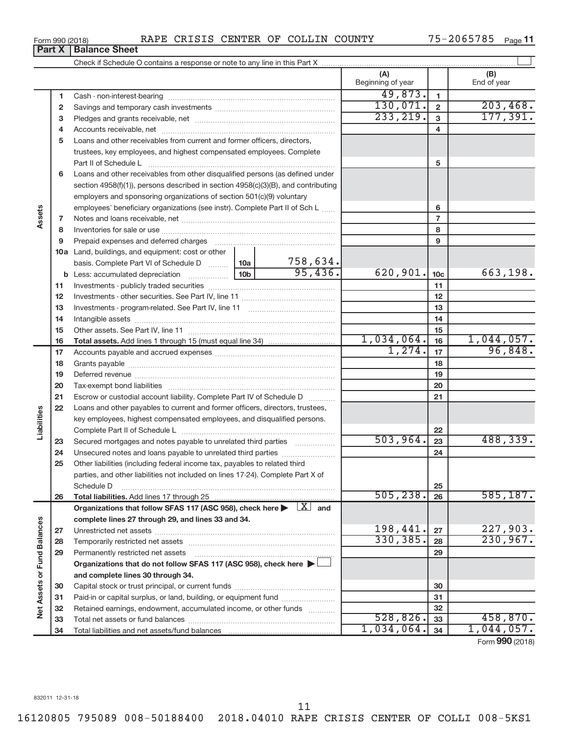Form 990 (2018) RAPE CRISIS CENTER OF COLLIN COUNTY 75-2065785

## Part X Balance Sheet

Check if Schedule O contains a response or note to any line in this Part X

| | | | (A) Beginning of year | | (B) End of year |
|---|---|---|---|---|---|
| Assets | 1 | Cash - non-interest-bearing | 49,873. | 1 | |
| | 2 | Savings and temporary cash investments | 130,071. | 2 | 203,468. |
| | 3 | Pledges and grants receivable, net | 233,219. | 3 | 177,391. |
| | 4 | Accounts receivable, net | | 4 | |
| | 5 | Loans and other receivables from current and former officers, directors, trustees, key employees, and highest compensated employees. Complete Part II of Schedule L | | 5 | |
| | 6 | Loans and other receivables from other disqualified persons (as defined under section 4958(f)(1)), persons described in section 4958(c)(3)(B), and contributing employers and sponsoring organizations of section 501(c)(9) voluntary employees' beneficiary organizations (see instr). Complete Part II of Sch L | | 6 | |
| | 7 | Notes and loans receivable, net | | 7 | |
| | 8 | Inventories for sale or use | | 8 | |
| | 9 | Prepaid expenses and deferred charges | | 9 | |
| | 10a | Land, buildings, and equipment: cost or other basis. Complete Part VI of Schedule D — 10a: 758,634. | | | |
| | b | Less: accumulated depreciation — 10b: 95,436. | 620,901. | 10c | 663,198. |
| | 11 | Investments - publicly traded securities | | 11 | |
| | 12 | Investments - other securities. See Part IV, line 11 | | 12 | |
| | 13 | Investments - program-related. See Part IV, line 11 | | 13 | |
| | 14 | Intangible assets | | 14 | |
| | 15 | Other assets. See Part IV, line 11 | | 15 | |
| | 16 | **Total assets.** Add lines 1 through 15 (must equal line 34) | 1,034,064. | 16 | 1,044,057. |
| Liabilities | 17 | Accounts payable and accrued expenses | 1,274. | 17 | 96,848. |
| | 18 | Grants payable | | 18 | |
| | 19 | Deferred revenue | | 19 | |
| | 20 | Tax-exempt bond liabilities | | 20 | |
| | 21 | Escrow or custodial account liability. Complete Part IV of Schedule D | | 21 | |
| | 22 | Loans and other payables to current and former officers, directors, trustees, key employees, highest compensated employees, and disqualified persons. Complete Part II of Schedule L | | 22 | |
| | 23 | Secured mortgages and notes payable to unrelated third parties | 503,964. | 23 | 488,339. |
| | 24 | Unsecured notes and loans payable to unrelated third parties | | 24 | |
| | 25 | Other liabilities (including federal income tax, payables to related third parties, and other liabilities not included on lines 17-24). Complete Part X of Schedule D | | 25 | |
| | 26 | **Total liabilities.** Add lines 17 through 25 | 505,238. | 26 | 585,187. |
| Net Assets or Fund Balances | | **Organizations that follow SFAS 117 (ASC 958), check here** [X] **and complete lines 27 through 29, and lines 33 and 34.** | | | |
| | 27 | Unrestricted net assets | 198,441. | 27 | 227,903. |
| | 28 | Temporarily restricted net assets | 330,385. | 28 | 230,967. |
| | 29 | Permanently restricted net assets | | 29 | |
| | | **Organizations that do not follow SFAS 117 (ASC 958), check here** [ ] **and complete lines 30 through 34.** | | | |
| | 30 | Capital stock or trust principal, or current funds | | 30 | |
| | 31 | Paid-in or capital surplus, or land, building, or equipment fund | | 31 | |
| | 32 | Retained earnings, endowment, accumulated income, or other funds | | 32 | |
| | 33 | Total net assets or fund balances | 528,826. | 33 | 458,870. |
| | 34 | Total liabilities and net assets/fund balances | 1,034,064. | 34 | 1,044,057. |

Form **990** (2018)

832011 12-31-18

16120805 795089 008-50188400 2018.04010 RAPE CRISIS CENTER OF COLLI 008-5KS1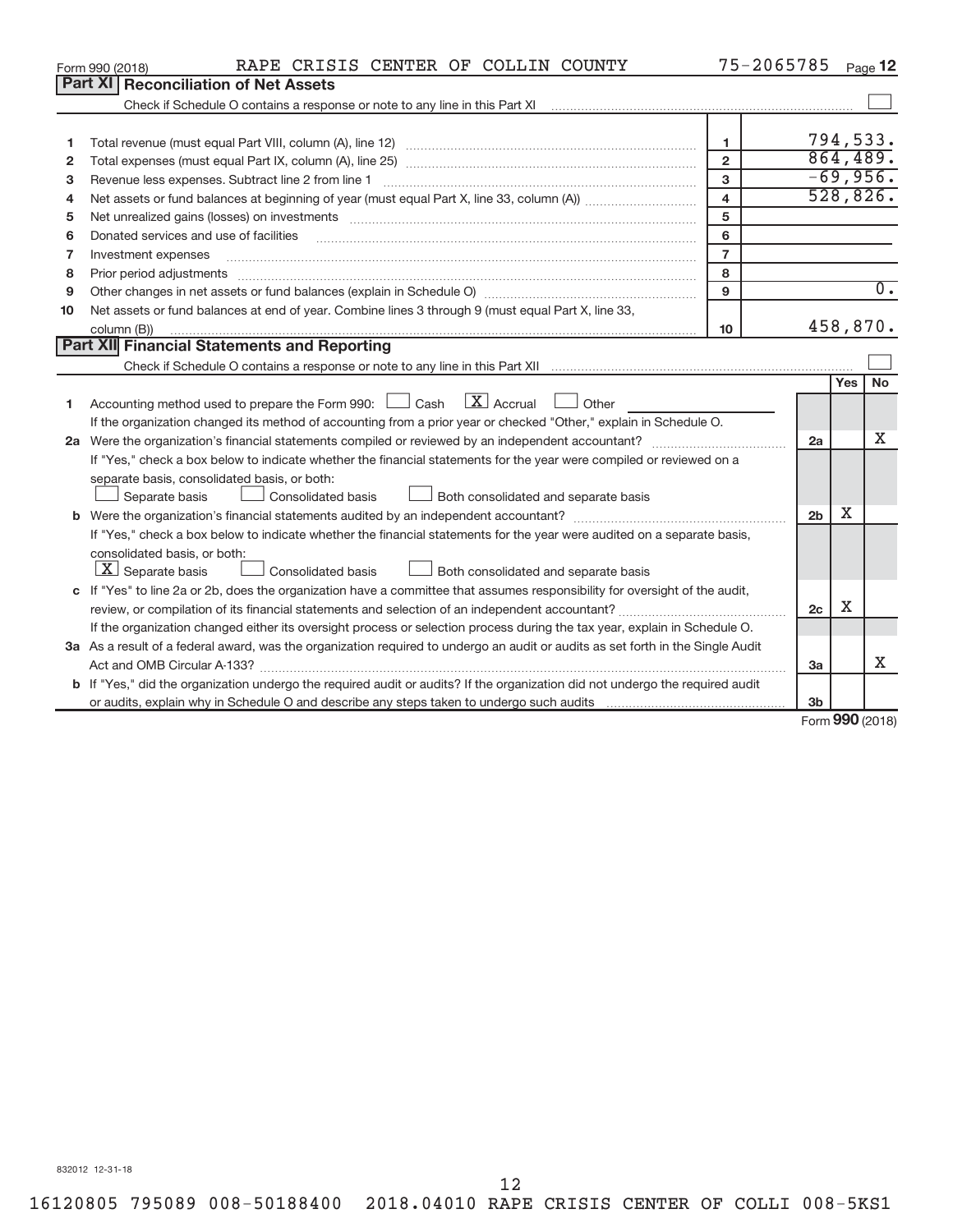Form 990 (2018) RAPE CRISIS CENTER OF COLLIN COUNTY 75-2065785 Page 12

## Part XI Reconciliation of Net Assets

Check if Schedule O contains a response or note to any line in this Part XI ☐

| | | | |
|---|---|---|---|
| 1 | Total revenue (must equal Part VIII, column (A), line 12) | 1 | 794,533. |
| 2 | Total expenses (must equal Part IX, column (A), line 25) | 2 | 864,489. |
| 3 | Revenue less expenses. Subtract line 2 from line 1 | 3 | -69,956. |
| 4 | Net assets or fund balances at beginning of year (must equal Part X, line 33, column (A)) | 4 | 528,826. |
| 5 | Net unrealized gains (losses) on investments | 5 | |
| 6 | Donated services and use of facilities | 6 | |
| 7 | Investment expenses | 7 | |
| 8 | Prior period adjustments | 8 | |
| 9 | Other changes in net assets or fund balances (explain in Schedule O) | 9 | 0. |
| 10 | Net assets or fund balances at end of year. Combine lines 3 through 9 (must equal Part X, line 33, column (B)) | 10 | 458,870. |

## Part XII Financial Statements and Reporting

Check if Schedule O contains a response or note to any line in this Part XII ☐

| | | | Yes | No |
|---|---|---|---|---|
| 1 | Accounting method used to prepare the Form 990: ☐ Cash ☒ Accrual ☐ Other<br>If the organization changed its method of accounting from a prior year or checked "Other," explain in Schedule O. | | | |
| 2a | Were the organization's financial statements compiled or reviewed by an independent accountant? | 2a | | X |
| | If "Yes," check a box below to indicate whether the financial statements for the year were compiled or reviewed on a separate basis, consolidated basis, or both:<br>☐ Separate basis ☐ Consolidated basis ☐ Both consolidated and separate basis | | | |
| b | Were the organization's financial statements audited by an independent accountant? | 2b | X | |
| | If "Yes," check a box below to indicate whether the financial statements for the year were audited on a separate basis, consolidated basis, or both:<br>☒ Separate basis ☐ Consolidated basis ☐ Both consolidated and separate basis | | | |
| c | If "Yes" to line 2a or 2b, does the organization have a committee that assumes responsibility for oversight of the audit, review, or compilation of its financial statements and selection of an independent accountant? | 2c | X | |
| | If the organization changed either its oversight process or selection process during the tax year, explain in Schedule O. | | | |
| 3a | As a result of a federal award, was the organization required to undergo an audit or audits as set forth in the Single Audit Act and OMB Circular A-133? | 3a | | X |
| b | If "Yes," did the organization undergo the required audit or audits? If the organization did not undergo the required audit or audits, explain why in Schedule O and describe any steps taken to undergo such audits | 3b | | |

Form **990** (2018)

832012 12-31-18

16120805 795089 008-50188400 2018.04010 RAPE CRISIS CENTER OF COLLI 008-5KS1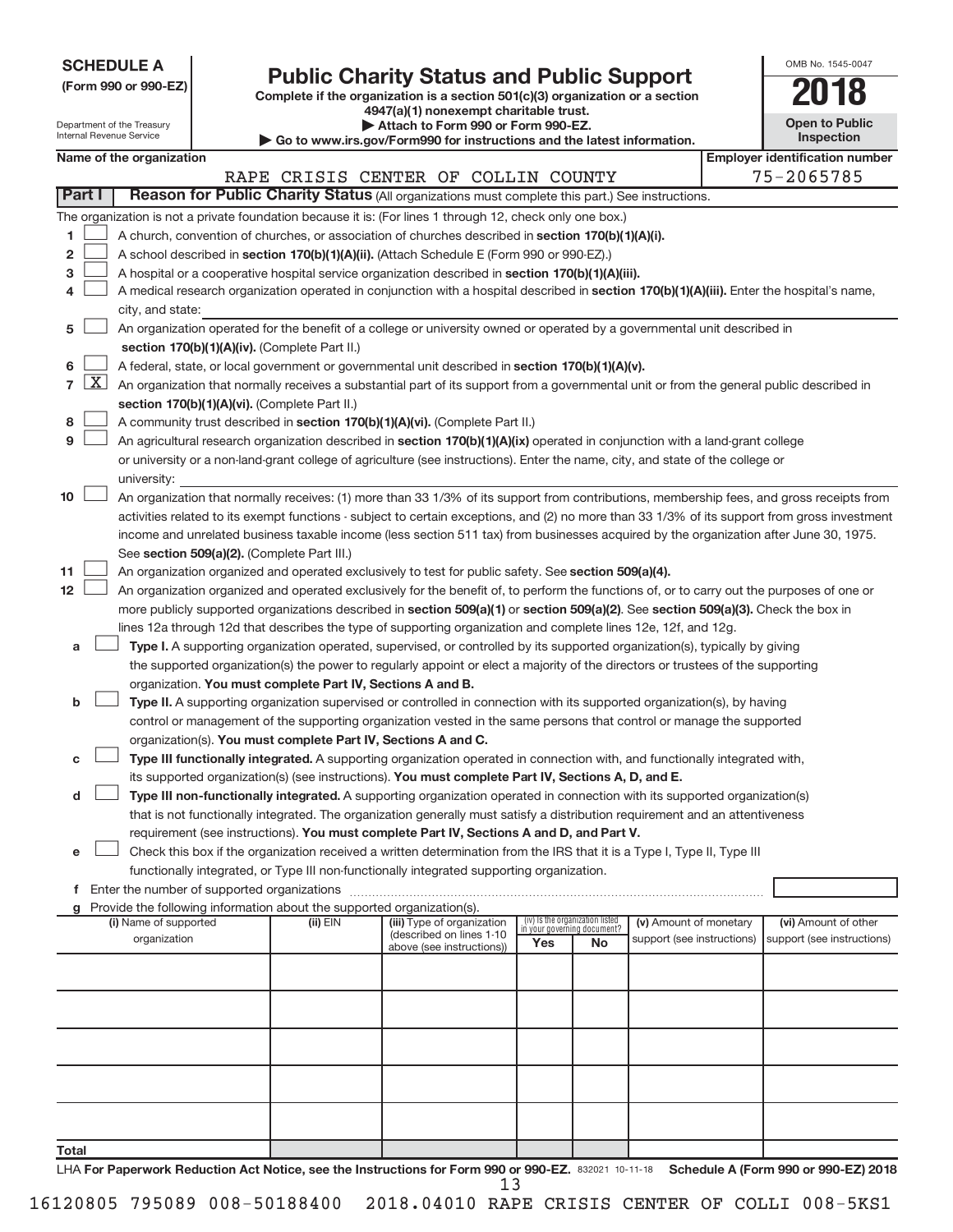**SCHEDULE A**
**(Form 990 or 990-EZ)**

Department of the Treasury
Internal Revenue Service

# Public Charity Status and Public Support

**Complete if the organization is a section 501(c)(3) organization or a section 4947(a)(1) nonexempt charitable trust.**
**▶ Attach to Form 990 or Form 990-EZ.**
**▶ Go to www.irs.gov/Form990 for instructions and the latest information.**

OMB No. 1545-0047

**2018**

**Open to Public Inspection**

**Name of the organization:** RAPE CRISIS CENTER OF COLLIN COUNTY

**Employer identification number:** 75-2065785

## Part I — Reason for Public Charity Status (All organizations must complete this part.) See instructions.

The organization is not a private foundation because it is: (For lines 1 through 12, check only one box.)

1. ☐ A church, convention of churches, or association of churches described in **section 170(b)(1)(A)(i).**
2. ☐ A school described in **section 170(b)(1)(A)(ii).** (Attach Schedule E (Form 990 or 990-EZ).)
3. ☐ A hospital or a cooperative hospital service organization described in **section 170(b)(1)(A)(iii).**
4. ☐ A medical research organization operated in conjunction with a hospital described in **section 170(b)(1)(A)(iii).** Enter the hospital's name, city, and state:
5. ☐ An organization operated for the benefit of a college or university owned or operated by a governmental unit described in **section 170(b)(1)(A)(iv).** (Complete Part II.)
6. ☐ A federal, state, or local government or governmental unit described in **section 170(b)(1)(A)(v).**
7. ☒ An organization that normally receives a substantial part of its support from a governmental unit or from the general public described in **section 170(b)(1)(A)(vi).** (Complete Part II.)
8. ☐ A community trust described in **section 170(b)(1)(A)(vi).** (Complete Part II.)
9. ☐ An agricultural research organization described in **section 170(b)(1)(A)(ix)** operated in conjunction with a land-grant college or university or a non-land-grant college of agriculture (see instructions). Enter the name, city, and state of the college or university:
10. ☐ An organization that normally receives: (1) more than 33 1/3% of its support from contributions, membership fees, and gross receipts from activities related to its exempt functions - subject to certain exceptions, and (2) no more than 33 1/3% of its support from gross investment income and unrelated business taxable income (less section 511 tax) from businesses acquired by the organization after June 30, 1975. See **section 509(a)(2).** (Complete Part III.)
11. ☐ An organization organized and operated exclusively to test for public safety. See **section 509(a)(4).**
12. ☐ An organization organized and operated exclusively for the benefit of, to perform the functions of, or to carry out the purposes of one or more publicly supported organizations described in **section 509(a)(1)** or **section 509(a)(2).** See **section 509(a)(3).** Check the box in lines 12a through 12d that describes the type of supporting organization and complete lines 12e, 12f, and 12g.
   - **a** ☐ **Type I.** A supporting organization operated, supervised, or controlled by its supported organization(s), typically by giving the supported organization(s) the power to regularly appoint or elect a majority of the directors or trustees of the supporting organization. **You must complete Part IV, Sections A and B.**
   - **b** ☐ **Type II.** A supporting organization supervised or controlled in connection with its supported organization(s), by having control or management of the supporting organization vested in the same persons that control or manage the supported organization(s). **You must complete Part IV, Sections A and C.**
   - **c** ☐ **Type III functionally integrated.** A supporting organization operated in connection with, and functionally integrated with, its supported organization(s) (see instructions). **You must complete Part IV, Sections A, D, and E.**
   - **d** ☐ **Type III non-functionally integrated.** A supporting organization operated in connection with its supported organization(s) that is not functionally integrated. The organization generally must satisfy a distribution requirement and an attentiveness requirement (see instructions). **You must complete Part IV, Sections A and D, and Part V.**
   - **e** ☐ Check this box if the organization received a written determination from the IRS that it is a Type I, Type II, Type III functionally integrated, or Type III non-functionally integrated supporting organization.
   - **f** Enter the number of supported organizations
   - **g** Provide the following information about the supported organization(s).

| (i) Name of supported organization | (ii) EIN | (iii) Type of organization (described on lines 1-10 above (see instructions)) | (iv) Is the organization listed in your governing document? Yes | No | (v) Amount of monetary support (see instructions) | (vi) Amount of other support (see instructions) |
|---|---|---|---|---|---|---|
| | | | | | | |
| | | | | | | |
| | | | | | | |
| | | | | | | |
| | | | | | | |
| **Total** | | | | | | |

LHA **For Paperwork Reduction Act Notice, see the Instructions for Form 990 or 990-EZ.** 832021 10-11-18 **Schedule A (Form 990 or 990-EZ) 2018**

16120805 795089 008-50188400 2018.04010 RAPE CRISIS CENTER OF COLLI 008-5KS1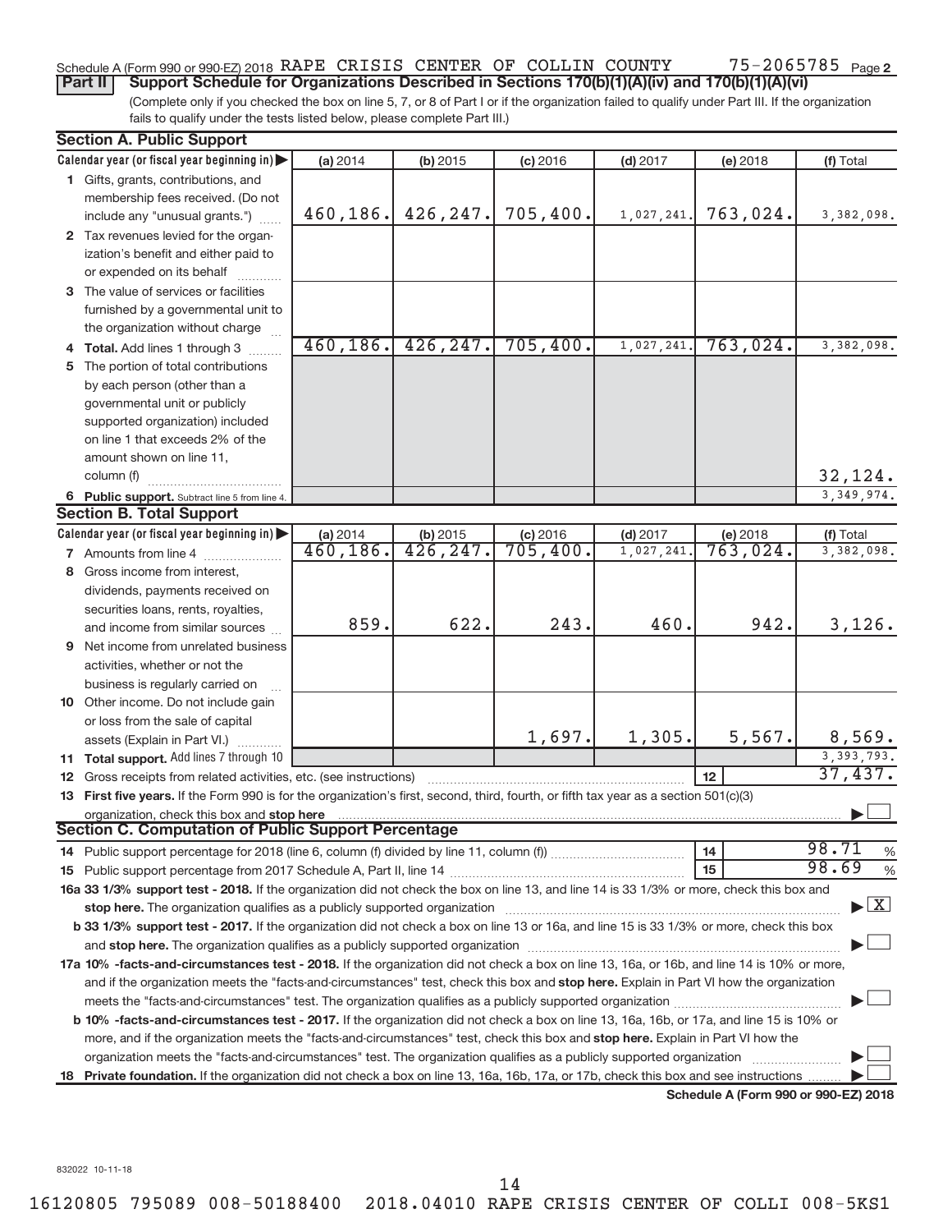Schedule A (Form 990 or 990-EZ) 2018 RAPE CRISIS CENTER OF COLLIN COUNTY 75-2065785 Page 2

**Part II** **Support Schedule for Organizations Described in Sections 170(b)(1)(A)(iv) and 170(b)(1)(A)(vi)**

(Complete only if you checked the box on line 5, 7, or 8 of Part I or if the organization failed to qualify under Part III. If the organization fails to qualify under the tests listed below, please complete Part III.)

**Section A. Public Support**

| Calendar year (or fiscal year beginning in) | (a) 2014 | (b) 2015 | (c) 2016 | (d) 2017 | (e) 2018 | (f) Total |
|---|---|---|---|---|---|---|
| 1 Gifts, grants, contributions, and membership fees received. (Do not include any "unusual grants.") | 460,186. | 426,247. | 705,400. | 1,027,241. | 763,024. | 3,382,098. |
| 2 Tax revenues levied for the organization's benefit and either paid to or expended on its behalf | | | | | | |
| 3 The value of services or facilities furnished by a governmental unit to the organization without charge | | | | | | |
| 4 **Total.** Add lines 1 through 3 | 460,186. | 426,247. | 705,400. | 1,027,241. | 763,024. | 3,382,098. |
| 5 The portion of total contributions by each person (other than a governmental unit or publicly supported organization) included on line 1 that exceeds 2% of the amount shown on line 11, column (f) | | | | | | 32,124. |
| 6 **Public support.** Subtract line 5 from line 4. | | | | | | 3,349,974. |

**Section B. Total Support**

| Calendar year (or fiscal year beginning in) | (a) 2014 | (b) 2015 | (c) 2016 | (d) 2017 | (e) 2018 | (f) Total |
|---|---|---|---|---|---|---|
| 7 Amounts from line 4 | 460,186. | 426,247. | 705,400. | 1,027,241. | 763,024. | 3,382,098. |
| 8 Gross income from interest, dividends, payments received on securities loans, rents, royalties, and income from similar sources | 859. | 622. | 243. | 460. | 942. | 3,126. |
| 9 Net income from unrelated business activities, whether or not the business is regularly carried on | | | | | | |
| 10 Other income. Do not include gain or loss from the sale of capital assets (Explain in Part VI.) | | | 1,697. | 1,305. | 5,567. | 8,569. |
| 11 **Total support.** Add lines 7 through 10 | | | | | | 3,393,793. |
| 12 Gross receipts from related activities, etc. (see instructions) | | | | | 12 | 37,437. |

13 **First five years.** If the Form 990 is for the organization's first, second, third, fourth, or fifth tax year as a section 501(c)(3) organization, check this box and **stop here** ☐

**Section C. Computation of Public Support Percentage**

| | | |
|---|---|---|
| 14 Public support percentage for 2018 (line 6, column (f) divided by line 11, column (f)) | 14 | 98.71 % |
| 15 Public support percentage from 2017 Schedule A, Part II, line 14 | 15 | 98.69 % |

**16a 33 1/3% support test - 2018.** If the organization did not check the box on line 13, and line 14 is 33 1/3% or more, check this box and **stop here.** The organization qualifies as a publicly supported organization ☒

**b 33 1/3% support test - 2017.** If the organization did not check a box on line 13 or 16a, and line 15 is 33 1/3% or more, check this box and **stop here.** The organization qualifies as a publicly supported organization ☐

**17a 10% -facts-and-circumstances test - 2018.** If the organization did not check a box on line 13, 16a, or 16b, and line 14 is 10% or more, and if the organization meets the "facts-and-circumstances" test, check this box and **stop here.** Explain in Part VI how the organization meets the "facts-and-circumstances" test. The organization qualifies as a publicly supported organization ☐

**b 10% -facts-and-circumstances test - 2017.** If the organization did not check a box on line 13, 16a, 16b, or 17a, and line 15 is 10% or more, and if the organization meets the "facts-and-circumstances" test, check this box and **stop here.** Explain in Part VI how the organization meets the "facts-and-circumstances" test. The organization qualifies as a publicly supported organization ☐

**18 Private foundation.** If the organization did not check a box on line 13, 16a, 16b, 17a, or 17b, check this box and see instructions ☐

**Schedule A (Form 990 or 990-EZ) 2018**

832022 10-11-18

16120805 795089 008-50188400 2018.04010 RAPE CRISIS CENTER OF COLLI 008-5KS1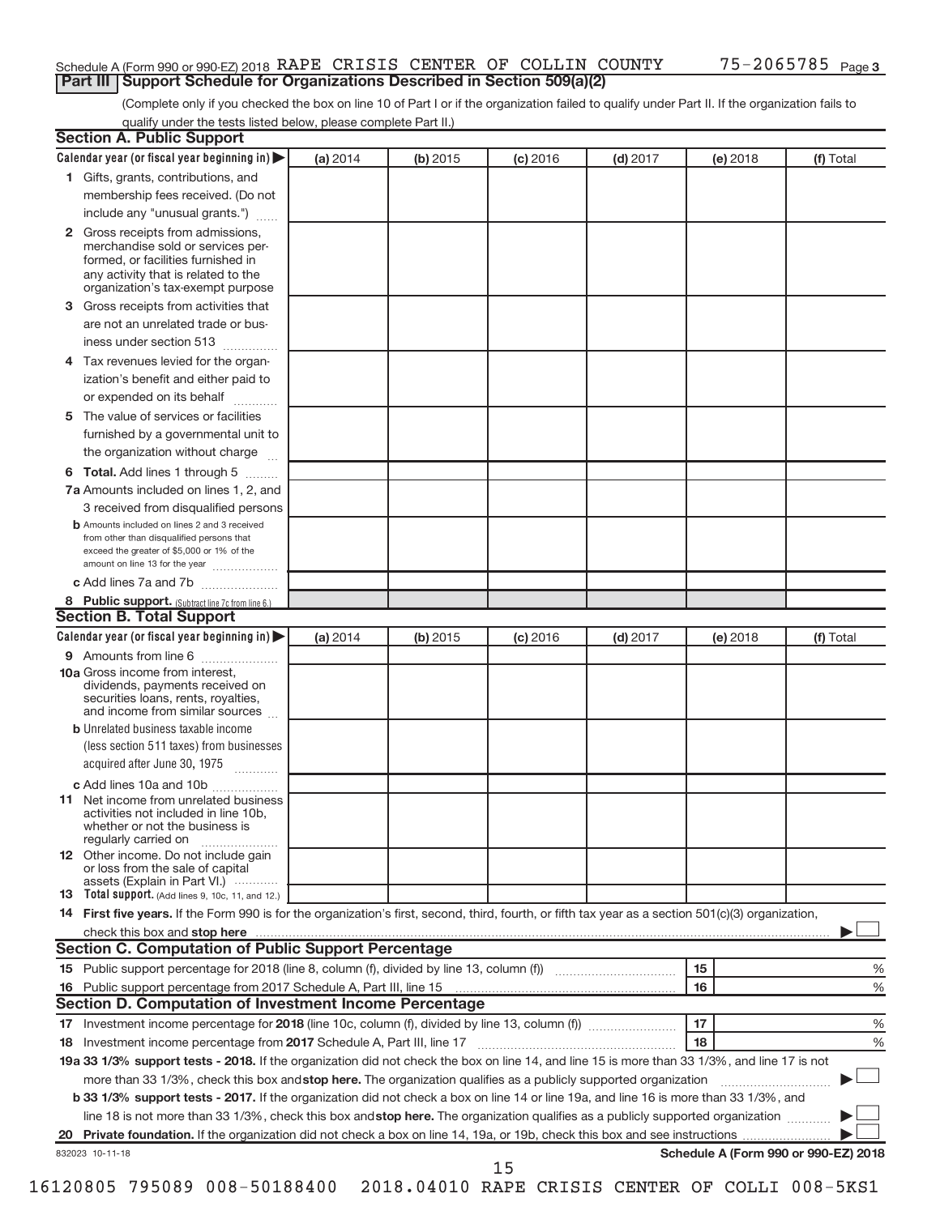Schedule A (Form 990 or 990-EZ) 2018 RAPE CRISIS CENTER OF COLLIN COUNTY 75-2065785 Page 3

## Part III Support Schedule for Organizations Described in Section 509(a)(2)

(Complete only if you checked the box on line 10 of Part I or if the organization failed to qualify under Part II. If the organization fails to qualify under the tests listed below, please complete Part II.)

### Section A. Public Support

| Calendar year (or fiscal year beginning in) ▶ | (a) 2014 | (b) 2015 | (c) 2016 | (d) 2017 | (e) 2018 | (f) Total |
|---|---|---|---|---|---|---|
| 1 Gifts, grants, contributions, and membership fees received. (Do not include any "unusual grants.") | | | | | | |
| 2 Gross receipts from admissions, merchandise sold or services performed, or facilities furnished in any activity that is related to the organization's tax-exempt purpose | | | | | | |
| 3 Gross receipts from activities that are not an unrelated trade or business under section 513 | | | | | | |
| 4 Tax revenues levied for the organization's benefit and either paid to or expended on its behalf | | | | | | |
| 5 The value of services or facilities furnished by a governmental unit to the organization without charge | | | | | | |
| 6 Total. Add lines 1 through 5 | | | | | | |
| 7a Amounts included on lines 1, 2, and 3 received from disqualified persons | | | | | | |
| b Amounts included on lines 2 and 3 received from other than disqualified persons that exceed the greater of $5,000 or 1% of the amount on line 13 for the year | | | | | | |
| c Add lines 7a and 7b | | | | | | |
| 8 Public support. (Subtract line 7c from line 6.) | | | | | | |

### Section B. Total Support

| Calendar year (or fiscal year beginning in) ▶ | (a) 2014 | (b) 2015 | (c) 2016 | (d) 2017 | (e) 2018 | (f) Total |
|---|---|---|---|---|---|---|
| 9 Amounts from line 6 | | | | | | |
| 10a Gross income from interest, dividends, payments received on securities loans, rents, royalties, and income from similar sources | | | | | | |
| b Unrelated business taxable income (less section 511 taxes) from businesses acquired after June 30, 1975 | | | | | | |
| c Add lines 10a and 10b | | | | | | |
| 11 Net income from unrelated business activities not included in line 10b, whether or not the business is regularly carried on | | | | | | |
| 12 Other income. Do not include gain or loss from the sale of capital assets (Explain in Part VI.) | | | | | | |
| 13 Total support. (Add lines 9, 10c, 11, and 12.) | | | | | | |

14 **First five years.** If the Form 990 is for the organization's first, second, third, fourth, or fifth tax year as a section 501(c)(3) organization, check this box and **stop here** ▶ ☐

### Section C. Computation of Public Support Percentage

| | | |
|---|---|---|
| 15 Public support percentage for 2018 (line 8, column (f), divided by line 13, column (f)) | 15 | % |
| 16 Public support percentage from 2017 Schedule A, Part III, line 15 | 16 | % |

### Section D. Computation of Investment Income Percentage

| | | |
|---|---|---|
| 17 Investment income percentage for **2018** (line 10c, column (f), divided by line 13, column (f)) | 17 | % |
| 18 Investment income percentage from **2017** Schedule A, Part III, line 17 | 18 | % |

**19a 33 1/3% support tests - 2018.** If the organization did not check the box on line 14, and line 15 is more than 33 1/3%, and line 17 is not more than 33 1/3%, check this box and **stop here.** The organization qualifies as a publicly supported organization ▶ ☐

**b 33 1/3% support tests - 2017.** If the organization did not check a box on line 14 or line 19a, and line 16 is more than 33 1/3%, and line 18 is not more than 33 1/3%, check this box and **stop here.** The organization qualifies as a publicly supported organization ▶ ☐

**20 Private foundation.** If the organization did not check a box on line 14, 19a, or 19b, check this box and see instructions ▶ ☐

832023 10-11-18 **Schedule A (Form 990 or 990-EZ) 2018**

16120805 795089 008-50188400 2018.04010 RAPE CRISIS CENTER OF COLLI 008-5KS1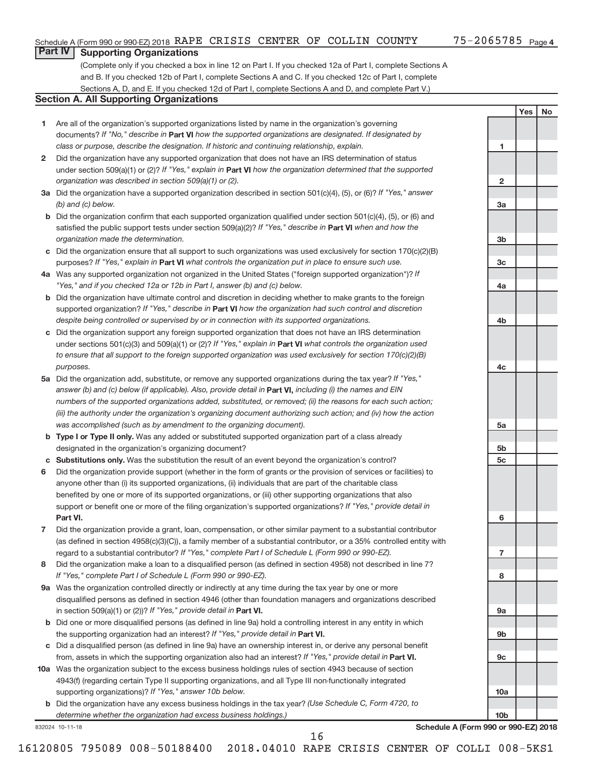Schedule A (Form 990 or 990-EZ) 2018 RAPE CRISIS CENTER OF COLLIN COUNTY 75-2065785 Page 4

## Part IV Supporting Organizations

(Complete only if you checked a box in line 12 on Part I. If you checked 12a of Part I, complete Sections A and B. If you checked 12b of Part I, complete Sections A and C. If you checked 12c of Part I, complete Sections A, D, and E. If you checked 12d of Part I, complete Sections A and D, and complete Part V.)

### Section A. All Supporting Organizations

| | | | Yes | No |
|---|---|---|---|---|
| 1 | Are all of the organization's supported organizations listed by name in the organization's governing documents? *If "No," describe in* **Part VI** *how the supported organizations are designated. If designated by class or purpose, describe the designation. If historic and continuing relationship, explain.* | 1 | | |
| 2 | Did the organization have any supported organization that does not have an IRS determination of status under section 509(a)(1) or (2)? *If "Yes," explain in* **Part VI** *how the organization determined that the supported organization was described in section 509(a)(1) or (2).* | 2 | | |
| 3a | Did the organization have a supported organization described in section 501(c)(4), (5), or (6)? *If "Yes," answer (b) and (c) below.* | 3a | | |
| b | Did the organization confirm that each supported organization qualified under section 501(c)(4), (5), or (6) and satisfied the public support tests under section 509(a)(2)? *If "Yes," describe in* **Part VI** *when and how the organization made the determination.* | 3b | | |
| c | Did the organization ensure that all support to such organizations was used exclusively for section 170(c)(2)(B) purposes? *If "Yes," explain in* **Part VI** *what controls the organization put in place to ensure such use.* | 3c | | |
| 4a | Was any supported organization not organized in the United States ("foreign supported organization")? *If "Yes," and if you checked 12a or 12b in Part I, answer (b) and (c) below.* | 4a | | |
| b | Did the organization have ultimate control and discretion in deciding whether to make grants to the foreign supported organization? *If "Yes," describe in* **Part VI** *how the organization had such control and discretion despite being controlled or supervised by or in connection with its supported organizations.* | 4b | | |
| c | Did the organization support any foreign supported organization that does not have an IRS determination under sections 501(c)(3) and 509(a)(1) or (2)? *If "Yes," explain in* **Part VI** *what controls the organization used to ensure that all support to the foreign supported organization was used exclusively for section 170(c)(2)(B) purposes.* | 4c | | |
| 5a | Did the organization add, substitute, or remove any supported organizations during the tax year? *If "Yes," answer (b) and (c) below (if applicable). Also, provide detail in* **Part VI,** *including (i) the names and EIN numbers of the supported organizations added, substituted, or removed; (ii) the reasons for each such action; (iii) the authority under the organization's organizing document authorizing such action; and (iv) how the action was accomplished (such as by amendment to the organizing document).* | 5a | | |
| b | **Type I or Type II only.** Was any added or substituted supported organization part of a class already designated in the organization's organizing document? | 5b | | |
| c | **Substitutions only.** Was the substitution the result of an event beyond the organization's control? | 5c | | |
| 6 | Did the organization provide support (whether in the form of grants or the provision of services or facilities) to anyone other than (i) its supported organizations, (ii) individuals that are part of the charitable class benefited by one or more of its supported organizations, or (iii) other supporting organizations that also support or benefit one or more of the filing organization's supported organizations? *If "Yes," provide detail in* **Part VI.** | 6 | | |
| 7 | Did the organization provide a grant, loan, compensation, or other similar payment to a substantial contributor (as defined in section 4958(c)(3)(C)), a family member of a substantial contributor, or a 35% controlled entity with regard to a substantial contributor? *If "Yes," complete Part I of Schedule L (Form 990 or 990-EZ).* | 7 | | |
| 8 | Did the organization make a loan to a disqualified person (as defined in section 4958) not described in line 7? *If "Yes," complete Part I of Schedule L (Form 990 or 990-EZ).* | 8 | | |
| 9a | Was the organization controlled directly or indirectly at any time during the tax year by one or more disqualified persons as defined in section 4946 (other than foundation managers and organizations described in section 509(a)(1) or (2))? *If "Yes," provide detail in* **Part VI.** | 9a | | |
| b | Did one or more disqualified persons (as defined in line 9a) hold a controlling interest in any entity in which the supporting organization had an interest? *If "Yes," provide detail in* **Part VI.** | 9b | | |
| c | Did a disqualified person (as defined in line 9a) have an ownership interest in, or derive any personal benefit from, assets in which the supporting organization also had an interest? *If "Yes," provide detail in* **Part VI.** | 9c | | |
| 10a | Was the organization subject to the excess business holdings rules of section 4943 because of section 4943(f) (regarding certain Type II supporting organizations, and all Type III non-functionally integrated supporting organizations)? *If "Yes," answer 10b below.* | 10a | | |
| b | Did the organization have any excess business holdings in the tax year? *(Use Schedule C, Form 4720, to determine whether the organization had excess business holdings.)* | 10b | | |

832024 10-11-18 **Schedule A (Form 990 or 990-EZ) 2018**

16120805 795089 008-50188400 2018.04010 RAPE CRISIS CENTER OF COLLI 008-5KS1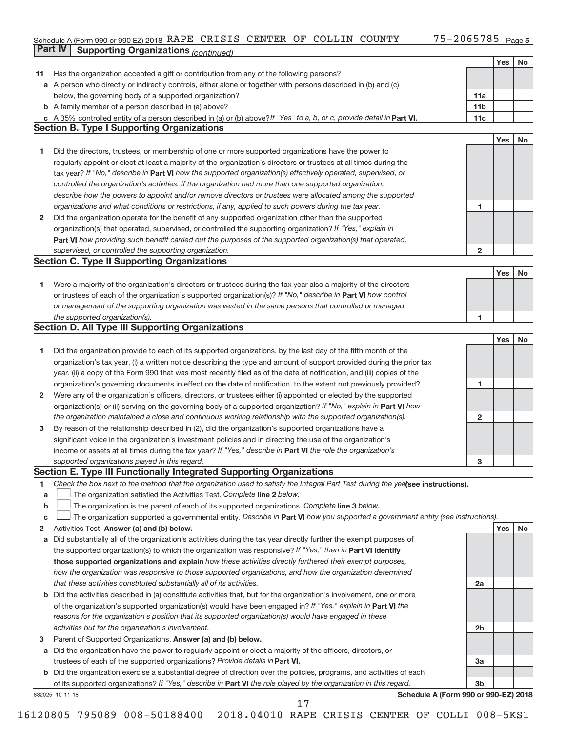Schedule A (Form 990 or 990-EZ) 2018 RAPE CRISIS CENTER OF COLLIN COUNTY 75-2065785 Page 5

## Part IV Supporting Organizations *(continued)*

| | | | Yes | No |
|---|---|---|---|---|
| **11** | Has the organization accepted a gift or contribution from any of the following persons? | | | |
| **a** | A person who directly or indirectly controls, either alone or together with persons described in (b) and (c) below, the governing body of a supported organization? | **11a** | | |
| **b** | A family member of a person described in (a) above? | **11b** | | |
| **c** | A 35% controlled entity of a person described in (a) or (b) above? *If "Yes" to a, b, or c, provide detail in* **Part VI.** | **11c** | | |

### Section B. Type I Supporting Organizations

| | | | Yes | No |
|---|---|---|---|---|
| **1** | Did the directors, trustees, or membership of one or more supported organizations have the power to regularly appoint or elect at least a majority of the organization's directors or trustees at all times during the tax year? *If "No," describe in* **Part VI** *how the supported organization(s) effectively operated, supervised, or controlled the organization's activities. If the organization had more than one supported organization, describe how the powers to appoint and/or remove directors or trustees were allocated among the supported organizations and what conditions or restrictions, if any, applied to such powers during the tax year.* | **1** | | |
| **2** | Did the organization operate for the benefit of any supported organization other than the supported organization(s) that operated, supervised, or controlled the supporting organization? *If "Yes," explain in* **Part VI** *how providing such benefit carried out the purposes of the supported organization(s) that operated, supervised, or controlled the supporting organization.* | **2** | | |

### Section C. Type II Supporting Organizations

| | | | Yes | No |
|---|---|---|---|---|
| **1** | Were a majority of the organization's directors or trustees during the tax year also a majority of the directors or trustees of each of the organization's supported organization(s)? *If "No," describe in* **Part VI** *how control or management of the supporting organization was vested in the same persons that controlled or managed the supported organization(s).* | **1** | | |

### Section D. All Type III Supporting Organizations

| | | | Yes | No |
|---|---|---|---|---|
| **1** | Did the organization provide to each of its supported organizations, by the last day of the fifth month of the organization's tax year, (i) a written notice describing the type and amount of support provided during the prior tax year, (ii) a copy of the Form 990 that was most recently filed as of the date of notification, and (iii) copies of the organization's governing documents in effect on the date of notification, to the extent not previously provided? | **1** | | |
| **2** | Were any of the organization's officers, directors, or trustees either (i) appointed or elected by the supported organization(s) or (ii) serving on the governing body of a supported organization? *If "No," explain in* **Part VI** *how the organization maintained a close and continuous working relationship with the supported organization(s).* | **2** | | |
| **3** | By reason of the relationship described in (2), did the organization's supported organizations have a significant voice in the organization's investment policies and in directing the use of the organization's income or assets at all times during the tax year? *If "Yes," describe in* **Part VI** *the role the organization's supported organizations played in this regard.* | **3** | | |

### Section E. Type III Functionally Integrated Supporting Organizations

**1** *Check the box next to the method that the organization used to satisfy the Integral Part Test during the year* **(see instructions).**

- **a** ☐ The organization satisfied the Activities Test. *Complete* **line 2** *below.*
- **b** ☐ The organization is the parent of each of its supported organizations. *Complete* **line 3** *below.*
- **c** ☐ The organization supported a governmental entity. *Describe in* **Part VI** *how you supported a government entity (see instructions).*

| | | | Yes | No |
|---|---|---|---|---|
| **2** | Activities Test. **Answer (a) and (b) below.** | | | |
| **a** | Did substantially all of the organization's activities during the tax year directly further the exempt purposes of the supported organization(s) to which the organization was responsive? *If "Yes," then in* **Part VI identify those supported organizations and explain** *how these activities directly furthered their exempt purposes, how the organization was responsive to those supported organizations, and how the organization determined that these activities constituted substantially all of its activities.* | **2a** | | |
| **b** | Did the activities described in (a) constitute activities that, but for the organization's involvement, one or more of the organization's supported organization(s) would have been engaged in? *If "Yes," explain in* **Part VI** *the reasons for the organization's position that its supported organization(s) would have engaged in these activities but for the organization's involvement.* | **2b** | | |
| **3** | Parent of Supported Organizations. **Answer (a) and (b) below.** | | | |
| **a** | Did the organization have the power to regularly appoint or elect a majority of the officers, directors, or trustees of each of the supported organizations? *Provide details in* **Part VI.** | **3a** | | |
| **b** | Did the organization exercise a substantial degree of direction over the policies, programs, and activities of each of its supported organizations? *If "Yes," describe in* **Part VI** *the role played by the organization in this regard.* | **3b** | | |

832025 10-11-18 **Schedule A (Form 990 or 990-EZ) 2018**

16120805 795089 008-50188400 2018.04010 RAPE CRISIS CENTER OF COLLI 008-5KS1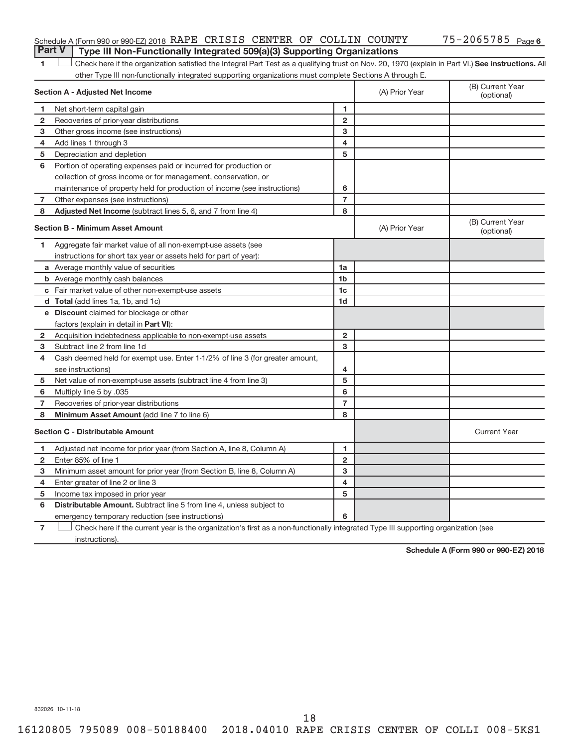Schedule A (Form 990 or 990-EZ) 2018 RAPE CRISIS CENTER OF COLLIN COUNTY 75-2065785 Page 6

**Part V | Type III Non-Functionally Integrated 509(a)(3) Supporting Organizations**

1 ☐ Check here if the organization satisfied the Integral Part Test as a qualifying trust on Nov. 20, 1970 (explain in Part VI.) **See instructions.** All other Type III non-functionally integrated supporting organizations must complete Sections A through E.

| **Section A - Adjusted Net Income** | | | (A) Prior Year | (B) Current Year (optional) |
|---|---|---|---|---|
| 1 | Net short-term capital gain | 1 | | |
| 2 | Recoveries of prior-year distributions | 2 | | |
| 3 | Other gross income (see instructions) | 3 | | |
| 4 | Add lines 1 through 3 | 4 | | |
| 5 | Depreciation and depletion | 5 | | |
| 6 | Portion of operating expenses paid or incurred for production or collection of gross income or for management, conservation, or maintenance of property held for production of income (see instructions) | 6 | | |
| 7 | Other expenses (see instructions) | 7 | | |
| 8 | **Adjusted Net Income** (subtract lines 5, 6, and 7 from line 4) | 8 | | |

| **Section B - Minimum Asset Amount** | | | (A) Prior Year | (B) Current Year (optional) |
|---|---|---|---|---|
| 1 | Aggregate fair market value of all non-exempt-use assets (see instructions for short tax year or assets held for part of year): | | | |
| a | Average monthly value of securities | 1a | | |
| b | Average monthly cash balances | 1b | | |
| c | Fair market value of other non-exempt-use assets | 1c | | |
| d | **Total** (add lines 1a, 1b, and 1c) | 1d | | |
| e | **Discount** claimed for blockage or other factors (explain in detail in **Part VI**): | | | |
| 2 | Acquisition indebtedness applicable to non-exempt-use assets | 2 | | |
| 3 | Subtract line 2 from line 1d | 3 | | |
| 4 | Cash deemed held for exempt use. Enter 1-1/2% of line 3 (for greater amount, see instructions) | 4 | | |
| 5 | Net value of non-exempt-use assets (subtract line 4 from line 3) | 5 | | |
| 6 | Multiply line 5 by .035 | 6 | | |
| 7 | Recoveries of prior-year distributions | 7 | | |
| 8 | **Minimum Asset Amount** (add line 7 to line 6) | 8 | | |

| **Section C - Distributable Amount** | | | | Current Year |
|---|---|---|---|---|
| 1 | Adjusted net income for prior year (from Section A, line 8, Column A) | 1 | | |
| 2 | Enter 85% of line 1 | 2 | | |
| 3 | Minimum asset amount for prior year (from Section B, line 8, Column A) | 3 | | |
| 4 | Enter greater of line 2 or line 3 | 4 | | |
| 5 | Income tax imposed in prior year | 5 | | |
| 6 | **Distributable Amount.** Subtract line 5 from line 4, unless subject to emergency temporary reduction (see instructions) | 6 | | |

7 ☐ Check here if the current year is the organization's first as a non-functionally integrated Type III supporting organization (see instructions).

**Schedule A (Form 990 or 990-EZ) 2018**

832026 10-11-18

16120805 795089 008-50188400 2018.04010 RAPE CRISIS CENTER OF COLLI 008-5KS1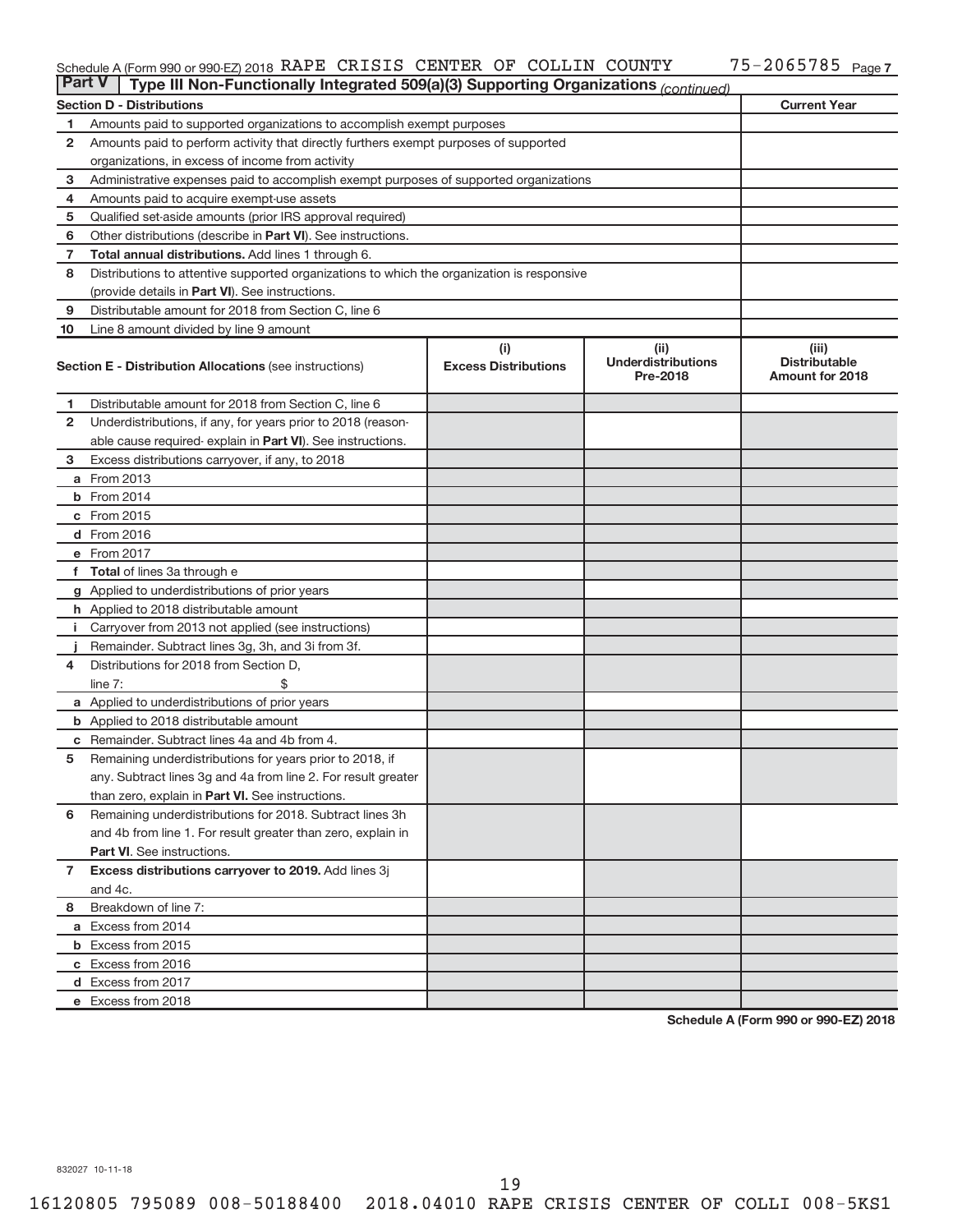Schedule A (Form 990 or 990-EZ) 2018 RAPE CRISIS CENTER OF COLLIN COUNTY 75-2065785 Page 7

## Part V | Type III Non-Functionally Integrated 509(a)(3) Supporting Organizations *(continued)*

| Section D - Distributions | | Current Year |
|---|---|---|
| 1 | Amounts paid to supported organizations to accomplish exempt purposes | |
| 2 | Amounts paid to perform activity that directly furthers exempt purposes of supported organizations, in excess of income from activity | |
| 3 | Administrative expenses paid to accomplish exempt purposes of supported organizations | |
| 4 | Amounts paid to acquire exempt-use assets | |
| 5 | Qualified set-aside amounts (prior IRS approval required) | |
| 6 | Other distributions (describe in **Part VI**). See instructions. | |
| 7 | **Total annual distributions.** Add lines 1 through 6. | |
| 8 | Distributions to attentive supported organizations to which the organization is responsive (provide details in **Part VI**). See instructions. | |
| 9 | Distributable amount for 2018 from Section C, line 6 | |
| 10 | Line 8 amount divided by line 9 amount | |

| Section E - Distribution Allocations (see instructions) | | (i) Excess Distributions | (ii) Underdistributions Pre-2018 | (iii) Distributable Amount for 2018 |
|---|---|---|---|---|
| 1 | Distributable amount for 2018 from Section C, line 6 | | | |
| 2 | Underdistributions, if any, for years prior to 2018 (reasonable cause required- explain in **Part VI**). See instructions. | | | |
| 3 | Excess distributions carryover, if any, to 2018 | | | |
| a | From 2013 | | | |
| b | From 2014 | | | |
| c | From 2015 | | | |
| d | From 2016 | | | |
| e | From 2017 | | | |
| f | **Total** of lines 3a through e | | | |
| g | Applied to underdistributions of prior years | | | |
| h | Applied to 2018 distributable amount | | | |
| i | Carryover from 2013 not applied (see instructions) | | | |
| j | Remainder. Subtract lines 3g, 3h, and 3i from 3f. | | | |
| 4 | Distributions for 2018 from Section D, line 7: $ | | | |
| a | Applied to underdistributions of prior years | | | |
| b | Applied to 2018 distributable amount | | | |
| c | Remainder. Subtract lines 4a and 4b from 4. | | | |
| 5 | Remaining underdistributions for years prior to 2018, if any. Subtract lines 3g and 4a from line 2. For result greater than zero, explain in **Part VI.** See instructions. | | | |
| 6 | Remaining underdistributions for 2018. Subtract lines 3h and 4b from line 1. For result greater than zero, explain in **Part VI**. See instructions. | | | |
| 7 | **Excess distributions carryover to 2019.** Add lines 3j and 4c. | | | |
| 8 | Breakdown of line 7: | | | |
| a | Excess from 2014 | | | |
| b | Excess from 2015 | | | |
| c | Excess from 2016 | | | |
| d | Excess from 2017 | | | |
| e | Excess from 2018 | | | |

**Schedule A (Form 990 or 990-EZ) 2018**

832027 10-11-18

16120805 795089 008-50188400 2018.04010 RAPE CRISIS CENTER OF COLLI 008-5KS1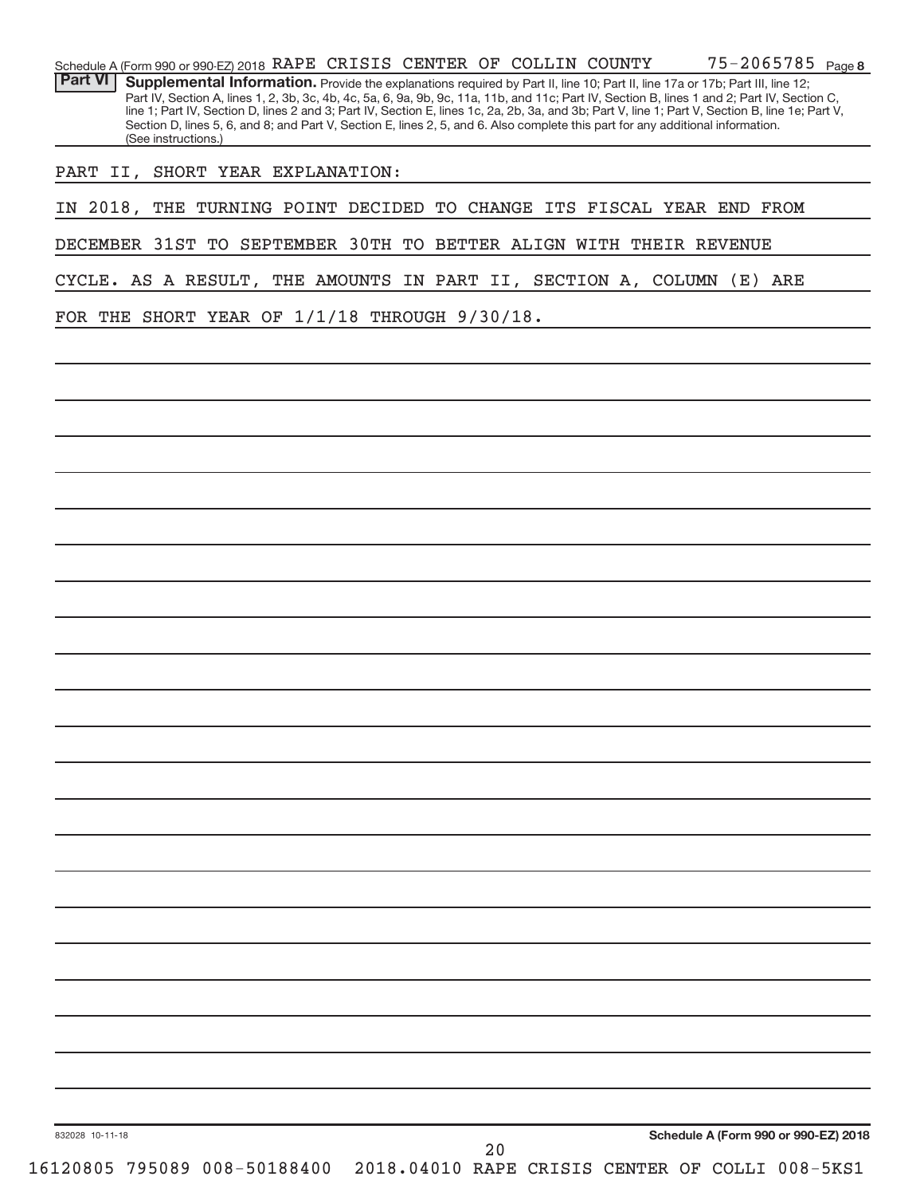Schedule A (Form 990 or 990-EZ) 2018 RAPE CRISIS CENTER OF COLLIN COUNTY 75-2065785 Page 8

**Part VI** **Supplemental Information.** Provide the explanations required by Part II, line 10; Part II, line 17a or 17b; Part III, line 12; Part IV, Section A, lines 1, 2, 3b, 3c, 4b, 4c, 5a, 6, 9a, 9b, 9c, 11a, 11b, and 11c; Part IV, Section B, lines 1 and 2; Part IV, Section C, line 1; Part IV, Section D, lines 2 and 3; Part IV, Section E, lines 1c, 2a, 2b, 3a, and 3b; Part V, line 1; Part V, Section B, line 1e; Part V, Section D, lines 5, 6, and 8; and Part V, Section E, lines 2, 5, and 6. Also complete this part for any additional information. (See instructions.)

PART II, SHORT YEAR EXPLANATION:

IN 2018, THE TURNING POINT DECIDED TO CHANGE ITS FISCAL YEAR END FROM DECEMBER 31ST TO SEPTEMBER 30TH TO BETTER ALIGN WITH THEIR REVENUE CYCLE. AS A RESULT, THE AMOUNTS IN PART II, SECTION A, COLUMN (E) ARE FOR THE SHORT YEAR OF 1/1/18 THROUGH 9/30/18.

832028 10-11-18 **Schedule A (Form 990 or 990-EZ) 2018**

16120805 795089 008-50188400 2018.04010 RAPE CRISIS CENTER OF COLLI 008-5KS1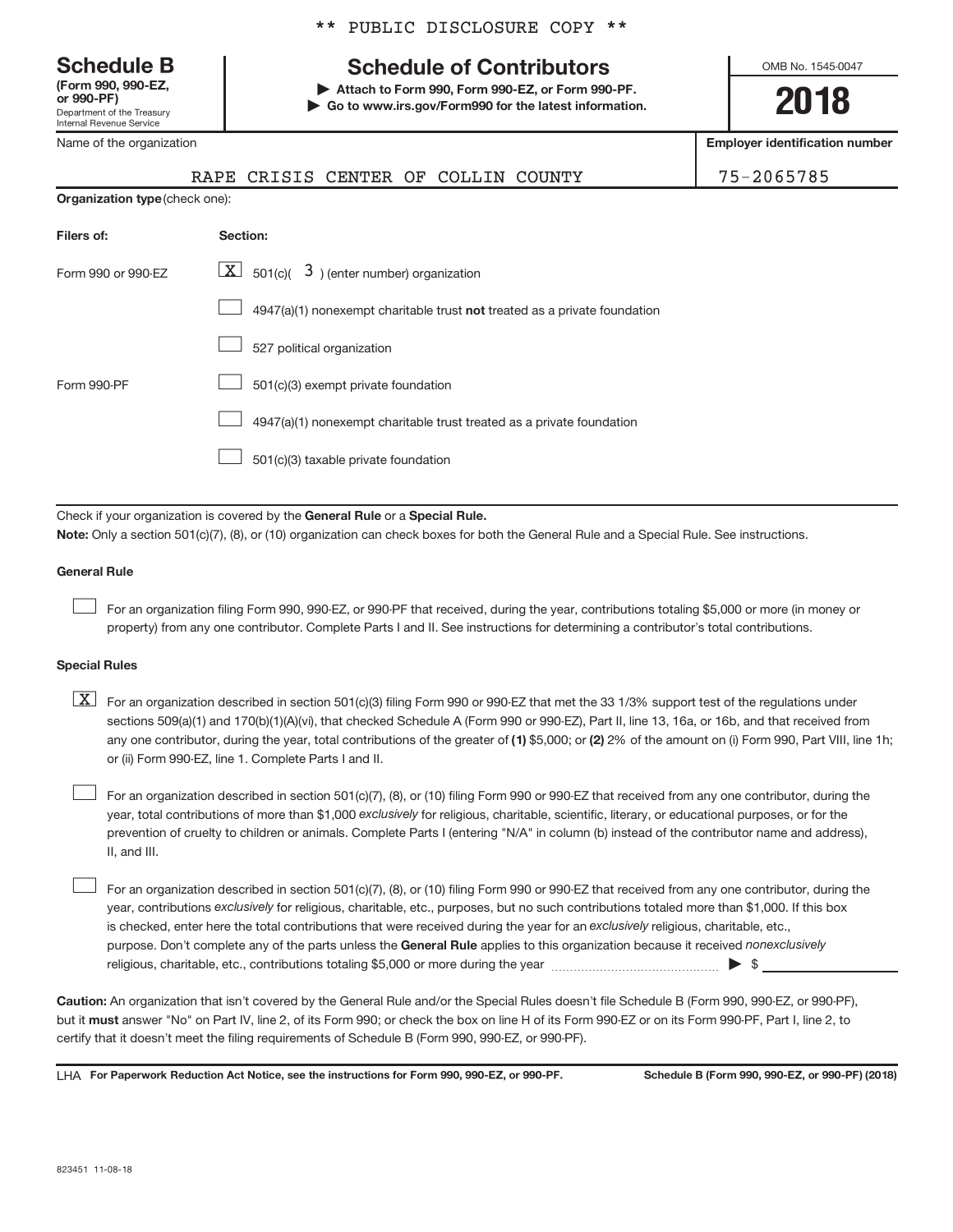** PUBLIC DISCLOSURE COPY **

**Schedule B**
**(Form 990, 990-EZ, or 990-PF)**
Department of the Treasury
Internal Revenue Service

# Schedule of Contributors

▶ **Attach to Form 990, Form 990-EZ, or Form 990-PF.**
▶ **Go to www.irs.gov/Form990 for the latest information.**

OMB No. 1545-0047

**2018**

| Name of the organization | Employer identification number |
|---|---|
| RAPE CRISIS CENTER OF COLLIN COUNTY | 75-2065785 |

**Organization type** (check one):

| Filers of: | Section: |
|---|---|
| Form 990 or 990-EZ | [X] 501(c)( 3 ) (enter number) organization |
| | [ ] 4947(a)(1) nonexempt charitable trust **not** treated as a private foundation |
| | [ ] 527 political organization |
| Form 990-PF | [ ] 501(c)(3) exempt private foundation |
| | [ ] 4947(a)(1) nonexempt charitable trust treated as a private foundation |
| | [ ] 501(c)(3) taxable private foundation |

Check if your organization is covered by the **General Rule** or a **Special Rule.**

**Note:** Only a section 501(c)(7), (8), or (10) organization can check boxes for both the General Rule and a Special Rule. See instructions.

**General Rule**

[ ] For an organization filing Form 990, 990-EZ, or 990-PF that received, during the year, contributions totaling $5,000 or more (in money or property) from any one contributor. Complete Parts I and II. See instructions for determining a contributor's total contributions.

**Special Rules**

[X] For an organization described in section 501(c)(3) filing Form 990 or 990-EZ that met the 33 1/3% support test of the regulations under sections 509(a)(1) and 170(b)(1)(A)(vi), that checked Schedule A (Form 990 or 990-EZ), Part II, line 13, 16a, or 16b, and that received from any one contributor, during the year, total contributions of the greater of **(1)** $5,000; or **(2)** 2% of the amount on (i) Form 990, Part VIII, line 1h; or (ii) Form 990-EZ, line 1. Complete Parts I and II.

[ ] For an organization described in section 501(c)(7), (8), or (10) filing Form 990 or 990-EZ that received from any one contributor, during the year, total contributions of more than $1,000 *exclusively* for religious, charitable, scientific, literary, or educational purposes, or for the prevention of cruelty to children or animals. Complete Parts I (entering "N/A" in column (b) instead of the contributor name and address), II, and III.

[ ] For an organization described in section 501(c)(7), (8), or (10) filing Form 990 or 990-EZ that received from any one contributor, during the year, contributions *exclusively* for religious, charitable, etc., purposes, but no such contributions totaled more than $1,000. If this box is checked, enter here the total contributions that were received during the year for an *exclusively* religious, charitable, etc., purpose. Don't complete any of the parts unless the **General Rule** applies to this organization because it received *nonexclusively* religious, charitable, etc., contributions totaling $5,000 or more during the year ▶ $ ________

**Caution:** An organization that isn't covered by the General Rule and/or the Special Rules doesn't file Schedule B (Form 990, 990-EZ, or 990-PF), but it **must** answer "No" on Part IV, line 2, of its Form 990; or check the box on line H of its Form 990-EZ or on its Form 990-PF, Part I, line 2, to certify that it doesn't meet the filing requirements of Schedule B (Form 990, 990-EZ, or 990-PF).

LHA **For Paperwork Reduction Act Notice, see the instructions for Form 990, 990-EZ, or 990-PF.** **Schedule B (Form 990, 990-EZ, or 990-PF) (2018)**

823451 11-08-18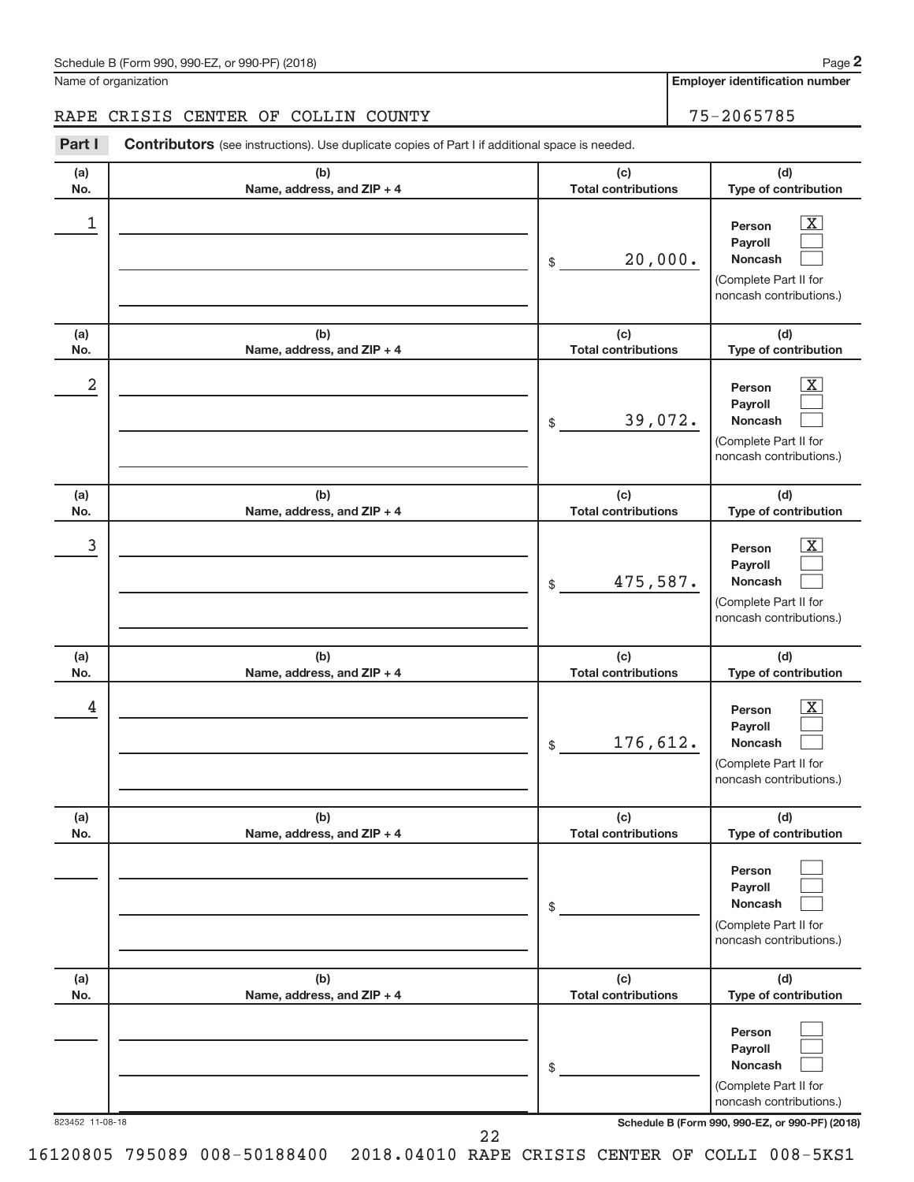Schedule B (Form 990, 990-EZ, or 990-PF) (2018)

Name of organization: RAPE CRISIS CENTER OF COLLIN COUNTY

Employer identification number: 75-2065785

**Part I** **Contributors** (see instructions). Use duplicate copies of Part I if additional space is needed.

| (a) No. | (b) Name, address, and ZIP + 4 | (c) Total contributions | (d) Type of contribution |
|---|---|---|---|
| 1 | | $ 20,000. | Person [X] Payroll [ ] Noncash [ ] (Complete Part II for noncash contributions.) |
| 2 | | $ 39,072. | Person [X] Payroll [ ] Noncash [ ] (Complete Part II for noncash contributions.) |
| 3 | | $ 475,587. | Person [X] Payroll [ ] Noncash [ ] (Complete Part II for noncash contributions.) |
| 4 | | $ 176,612. | Person [X] Payroll [ ] Noncash [ ] (Complete Part II for noncash contributions.) |
| | | $ | Person [ ] Payroll [ ] Noncash [ ] (Complete Part II for noncash contributions.) |
| | | $ | Person [ ] Payroll [ ] Noncash [ ] (Complete Part II for noncash contributions.) |

823452 11-08-18 Schedule B (Form 990, 990-EZ, or 990-PF) (2018)

16120805 795089 008-50188400 2018.04010 RAPE CRISIS CENTER OF COLLI 008-5KS1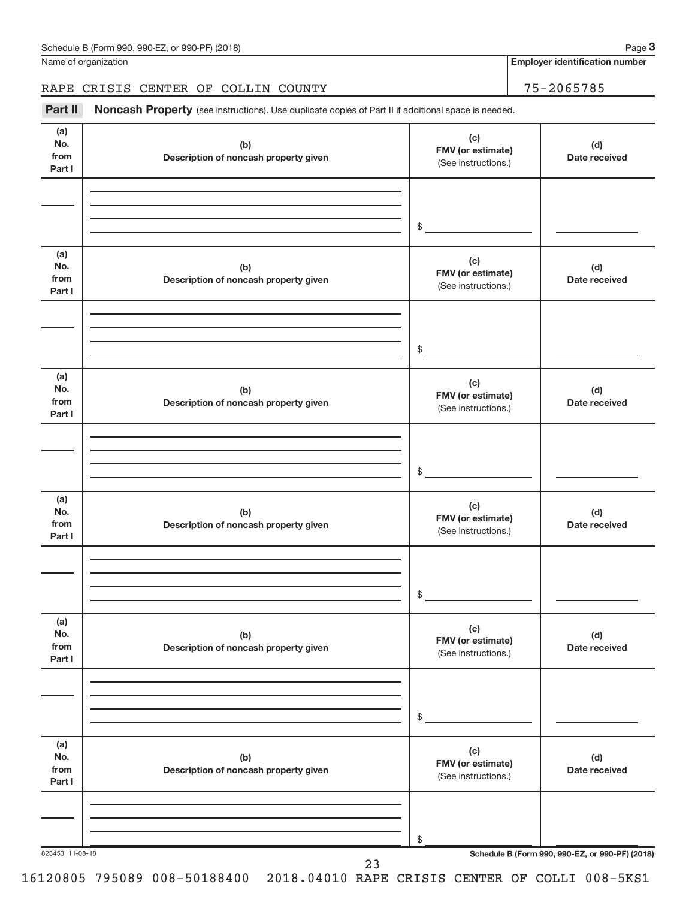Schedule B (Form 990, 990-EZ, or 990-PF) (2018)

Name of organization: RAPE CRISIS CENTER OF COLLIN COUNTY

**Employer identification number:** 75-2065785

**Part II** **Noncash Property** (see instructions). Use duplicate copies of Part II if additional space is needed.

| (a) No. from Part I | (b) Description of noncash property given | (c) FMV (or estimate) (See instructions.) | (d) Date received |
|---|---|---|---|
| | | $ | |

| (a) No. from Part I | (b) Description of noncash property given | (c) FMV (or estimate) (See instructions.) | (d) Date received |
|---|---|---|---|
| | | $ | |

| (a) No. from Part I | (b) Description of noncash property given | (c) FMV (or estimate) (See instructions.) | (d) Date received |
|---|---|---|---|
| | | $ | |

| (a) No. from Part I | (b) Description of noncash property given | (c) FMV (or estimate) (See instructions.) | (d) Date received |
|---|---|---|---|
| | | $ | |

| (a) No. from Part I | (b) Description of noncash property given | (c) FMV (or estimate) (See instructions.) | (d) Date received |
|---|---|---|---|
| | | $ | |

| (a) No. from Part I | (b) Description of noncash property given | (c) FMV (or estimate) (See instructions.) | (d) Date received |
|---|---|---|---|
| | | $ | |

823453 11-08-18

Schedule B (Form 990, 990-EZ, or 990-PF) (2018)

16120805 795089 008-50188400 2018.04010 RAPE CRISIS CENTER OF COLLI 008-5KS1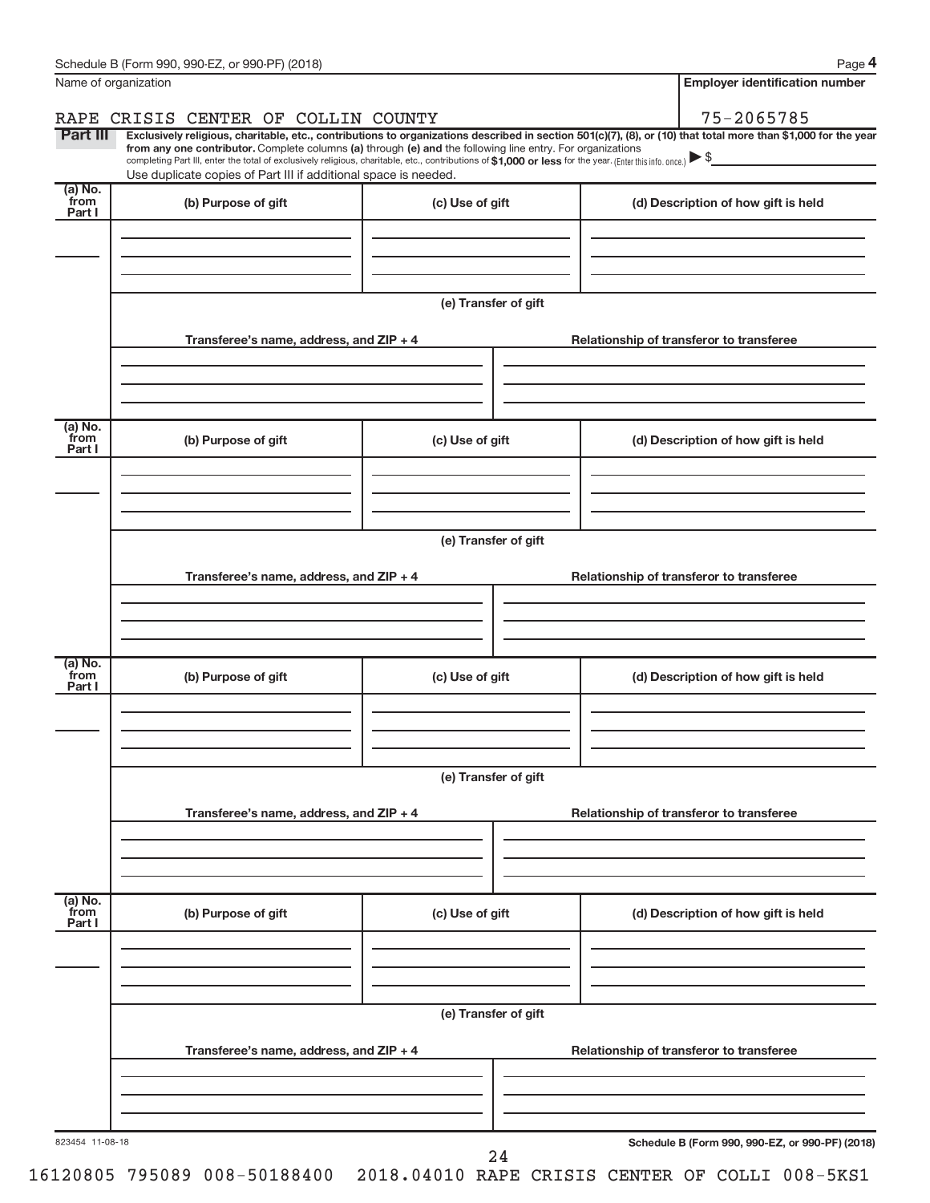Name of organization

RAPE CRISIS CENTER OF COLLIN COUNTY

**Employer identification number**

75-2065785

**Part III** **Exclusively religious, charitable, etc., contributions to organizations described in section 501(c)(7), (8), or (10) that total more than $1,000 for the year from any one contributor.** Complete columns **(a)** through **(e)** and the following line entry. For organizations completing Part III, enter the total of exclusively religious, charitable, etc., contributions of **$1,000 or less** for the year. (Enter this info. once.) ▶ $

Use duplicate copies of Part III if additional space is needed.

| (a) No. from Part I | (b) Purpose of gift | (c) Use of gift | (d) Description of how gift is held |
|---|---|---|---|
| | | | |

(e) Transfer of gift

| Transferee's name, address, and ZIP + 4 | Relationship of transferor to transferee |
|---|---|
| | |

| (a) No. from Part I | (b) Purpose of gift | (c) Use of gift | (d) Description of how gift is held |
|---|---|---|---|
| | | | |

(e) Transfer of gift

| Transferee's name, address, and ZIP + 4 | Relationship of transferor to transferee |
|---|---|
| | |

| (a) No. from Part I | (b) Purpose of gift | (c) Use of gift | (d) Description of how gift is held |
|---|---|---|---|
| | | | |

(e) Transfer of gift

| Transferee's name, address, and ZIP + 4 | Relationship of transferor to transferee |
|---|---|
| | |

| (a) No. from Part I | (b) Purpose of gift | (c) Use of gift | (d) Description of how gift is held |
|---|---|---|---|
| | | | |

(e) Transfer of gift

| Transferee's name, address, and ZIP + 4 | Relationship of transferor to transferee |
|---|---|
| | |

823454 11-08-18

16120805 795089 008-50188400 2018.04010 RAPE CRISIS CENTER OF COLLI 008-5KS1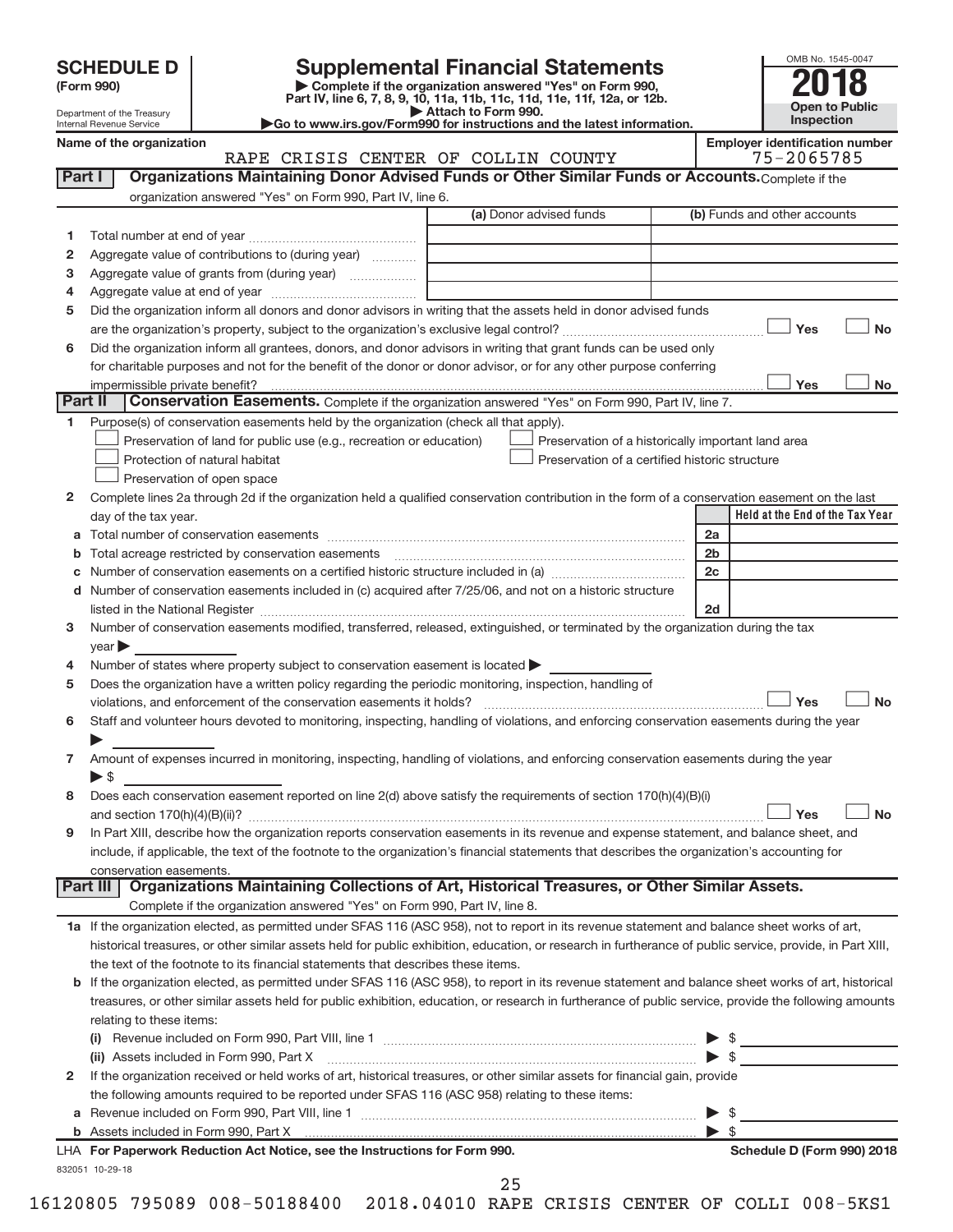# SCHEDULE D (Form 990)

Department of the Treasury
Internal Revenue Service

## Supplemental Financial Statements

▶ Complete if the organization answered "Yes" on Form 990, Part IV, line 6, 7, 8, 9, 10, 11a, 11b, 11c, 11d, 11e, 11f, 12a, or 12b.
▶ Attach to Form 990.
▶Go to www.irs.gov/Form990 for instructions and the latest information.

OMB No. 1545-0047

**2018**

**Open to Public Inspection**

**Name of the organization:** RAPE CRISIS CENTER OF COLLIN COUNTY

**Employer identification number:** 75-2065785

### Part I — Organizations Maintaining Donor Advised Funds or Other Similar Funds or Accounts. Complete if the organization answered "Yes" on Form 990, Part IV, line 6.

| | | (a) Donor advised funds | (b) Funds and other accounts |
|---|---|---|---|
| 1 | Total number at end of year | | |
| 2 | Aggregate value of contributions to (during year) | | |
| 3 | Aggregate value of grants from (during year) | | |
| 4 | Aggregate value at end of year | | |

5 Did the organization inform all donors and donor advisors in writing that the assets held in donor advised funds are the organization's property, subject to the organization's exclusive legal control? ☐ Yes ☐ No

6 Did the organization inform all grantees, donors, and donor advisors in writing that grant funds can be used only for charitable purposes and not for the benefit of the donor or donor advisor, or for any other purpose conferring impermissible private benefit? ☐ Yes ☐ No

### Part II — Conservation Easements. Complete if the organization answered "Yes" on Form 990, Part IV, line 7.

1 Purpose(s) of conservation easements held by the organization (check all that apply).

- ☐ Preservation of land for public use (e.g., recreation or education)
- ☐ Protection of natural habitat
- ☐ Preservation of open space
- ☐ Preservation of a historically important land area
- ☐ Preservation of a certified historic structure

2 Complete lines 2a through 2d if the organization held a qualified conservation contribution in the form of a conservation easement on the last day of the tax year.

| | | | Held at the End of the Tax Year |
|---|---|---|---|
| a | Total number of conservation easements | 2a | |
| b | Total acreage restricted by conservation easements | 2b | |
| c | Number of conservation easements on a certified historic structure included in (a) | 2c | |
| d | Number of conservation easements included in (c) acquired after 7/25/06, and not on a historic structure listed in the National Register | 2d | |

3 Number of conservation easements modified, transferred, released, extinguished, or terminated by the organization during the tax year ▶

4 Number of states where property subject to conservation easement is located ▶

5 Does the organization have a written policy regarding the periodic monitoring, inspection, handling of violations, and enforcement of the conservation easements it holds? ☐ Yes ☐ No

6 Staff and volunteer hours devoted to monitoring, inspecting, handling of violations, and enforcing conservation easements during the year ▶

7 Amount of expenses incurred in monitoring, inspecting, handling of violations, and enforcing conservation easements during the year ▶ $

8 Does each conservation easement reported on line 2(d) above satisfy the requirements of section 170(h)(4)(B)(i) and section 170(h)(4)(B)(ii)? ☐ Yes ☐ No

9 In Part XIII, describe how the organization reports conservation easements in its revenue and expense statement, and balance sheet, and include, if applicable, the text of the footnote to the organization's financial statements that describes the organization's accounting for conservation easements.

### Part III — Organizations Maintaining Collections of Art, Historical Treasures, or Other Similar Assets. Complete if the organization answered "Yes" on Form 990, Part IV, line 8.

1a If the organization elected, as permitted under SFAS 116 (ASC 958), not to report in its revenue statement and balance sheet works of art, historical treasures, or other similar assets held for public exhibition, education, or research in furtherance of public service, provide, in Part XIII, the text of the footnote to its financial statements that describes these items.

b If the organization elected, as permitted under SFAS 116 (ASC 958), to report in its revenue statement and balance sheet works of art, historical treasures, or other similar assets held for public exhibition, education, or research in furtherance of public service, provide the following amounts relating to these items:

(i) Revenue included on Form 990, Part VIII, line 1 ▶ $

(ii) Assets included in Form 990, Part X ▶ $

2 If the organization received or held works of art, historical treasures, or other similar assets for financial gain, provide the following amounts required to be reported under SFAS 116 (ASC 958) relating to these items:

a Revenue included on Form 990, Part VIII, line 1 ▶ $

b Assets included in Form 990, Part X ▶ $

LHA For Paperwork Reduction Act Notice, see the Instructions for Form 990. Schedule D (Form 990) 2018

832051 10-29-18

16120805 795089 008-50188400 2018.04010 RAPE CRISIS CENTER OF COLLI 008-5KS1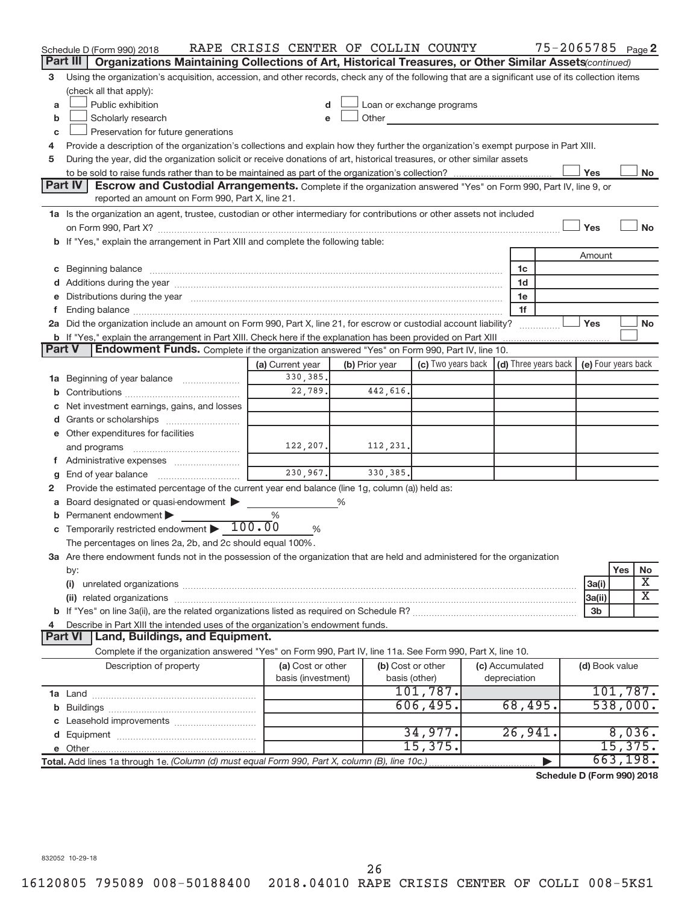Schedule D (Form 990) 2018 RAPE CRISIS CENTER OF COLLIN COUNTY 75-2065785 Page 2

**Part III Organizations Maintaining Collections of Art, Historical Treasures, or Other Similar Assets** *(continued)*

3 Using the organization's acquisition, accession, and other records, check any of the following that are a significant use of its collection items (check all that apply):

a ☐ Public exhibition
b ☐ Scholarly research
c ☐ Preservation for future generations
d ☐ Loan or exchange programs
e ☐ Other

4 Provide a description of the organization's collections and explain how they further the organization's exempt purpose in Part XIII.

5 During the year, did the organization solicit or receive donations of art, historical treasures, or other similar assets to be sold to raise funds rather than to be maintained as part of the organization's collection? ☐ Yes ☐ No

**Part IV Escrow and Custodial Arrangements.** Complete if the organization answered "Yes" on Form 990, Part IV, line 9, or reported an amount on Form 990, Part X, line 21.

1a Is the organization an agent, trustee, custodian or other intermediary for contributions or other assets not included on Form 990, Part X? ☐ Yes ☐ No

b If "Yes," explain the arrangement in Part XIII and complete the following table:

| | | Amount |
|---|---|---|
| c Beginning balance | 1c | |
| d Additions during the year | 1d | |
| e Distributions during the year | 1e | |
| f Ending balance | 1f | |

2a Did the organization include an amount on Form 990, Part X, line 21, for escrow or custodial account liability? ☐ Yes ☐ No

b If "Yes," explain the arrangement in Part XIII. Check here if the explanation has been provided on Part XIII ☐

**Part V Endowment Funds.** Complete if the organization answered "Yes" on Form 990, Part IV, line 10.

| | (a) Current year | (b) Prior year | (c) Two years back | (d) Three years back | (e) Four years back |
|---|---|---|---|---|---|
| 1a Beginning of year balance | 330,385. | | | | |
| b Contributions | 22,789. | 442,616. | | | |
| c Net investment earnings, gains, and losses | | | | | |
| d Grants or scholarships | | | | | |
| e Other expenditures for facilities and programs | 122,207. | 112,231. | | | |
| f Administrative expenses | | | | | |
| g End of year balance | 230,967. | 330,385. | | | |

2 Provide the estimated percentage of the current year end balance (line 1g, column (a)) held as:

a Board designated or quasi-endowment ▶ %

b Permanent endowment ▶ %

c Temporarily restricted endowment ▶ 100.00 %

The percentages on lines 2a, 2b, and 2c should equal 100%.

3a Are there endowment funds not in the possession of the organization that are held and administered for the organization by:

| | | Yes | No |
|---|---|---|---|
| (i) unrelated organizations | 3a(i) | | X |
| (ii) related organizations | 3a(ii) | | X |
| b If "Yes" on line 3a(ii), are the related organizations listed as required on Schedule R? | 3b | | |

4 Describe in Part XIII the intended uses of the organization's endowment funds.

**Part VI Land, Buildings, and Equipment.**

Complete if the organization answered "Yes" on Form 990, Part IV, line 11a. See Form 990, Part X, line 10.

| Description of property | (a) Cost or other basis (investment) | (b) Cost or other basis (other) | (c) Accumulated depreciation | (d) Book value |
|---|---|---|---|---|
| 1a Land | | 101,787. | | 101,787. |
| b Buildings | | 606,495. | 68,495. | 538,000. |
| c Leasehold improvements | | | | |
| d Equipment | | 34,977. | 26,941. | 8,036. |
| e Other | | 15,375. | | 15,375. |
| **Total.** Add lines 1a through 1e. *(Column (d) must equal Form 990, Part X, column (B), line 10c.)* | | | ▶ | 663,198. |

**Schedule D (Form 990) 2018**

832052 10-29-18

16120805 795089 008-50188400 2018.04010 RAPE CRISIS CENTER OF COLLI 008-5KS1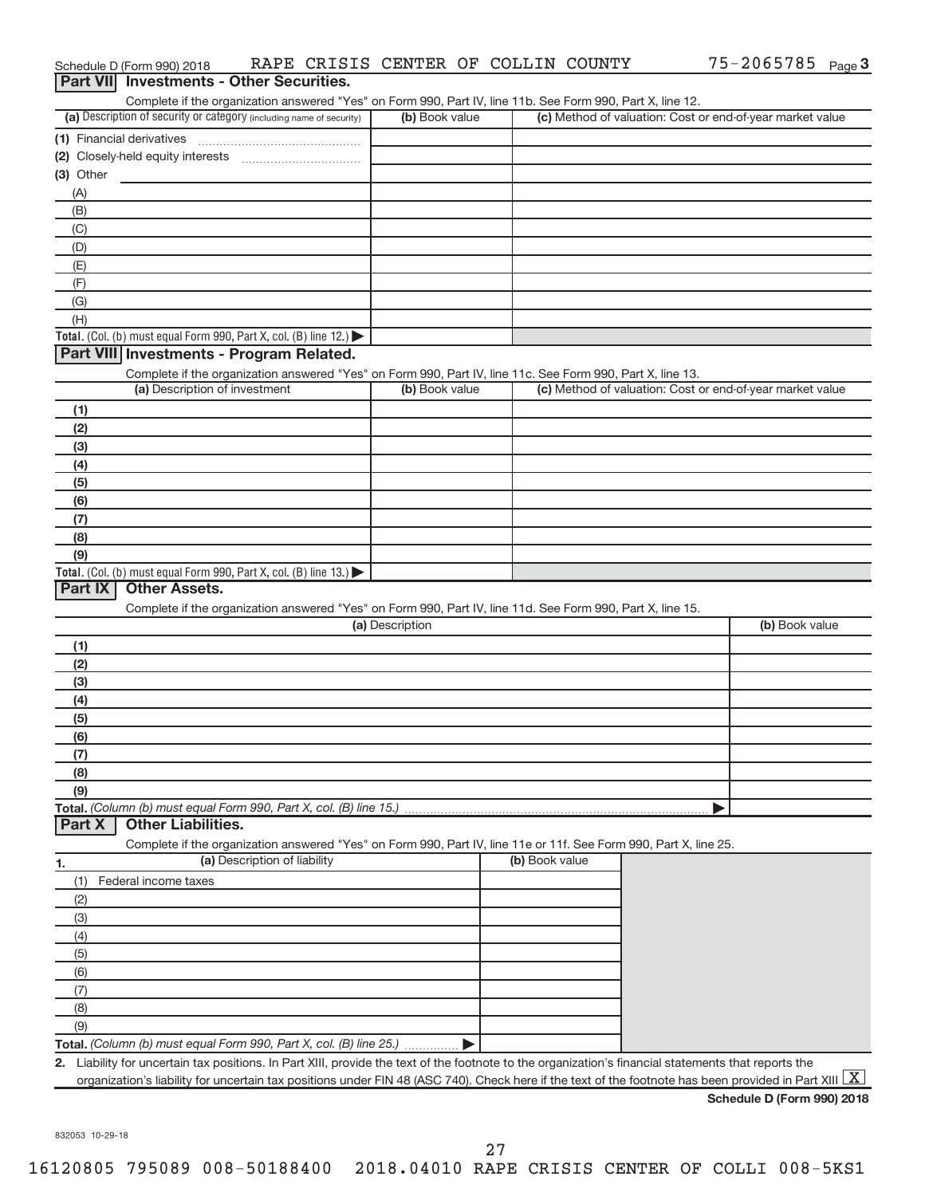Schedule D (Form 990) 2018 RAPE CRISIS CENTER OF COLLIN COUNTY 75-2065785 Page 3

## Part VII Investments - Other Securities.

Complete if the organization answered "Yes" on Form 990, Part IV, line 11b. See Form 990, Part X, line 12.

| (a) Description of security or category (including name of security) | (b) Book value | (c) Method of valuation: Cost or end-of-year market value |
|---|---|---|
| (1) Financial derivatives | | |
| (2) Closely-held equity interests | | |
| (3) Other | | |
| (A) | | |
| (B) | | |
| (C) | | |
| (D) | | |
| (E) | | |
| (F) | | |
| (G) | | |
| (H) | | |
| **Total.** (Col. (b) must equal Form 990, Part X, col. (B) line 12.) | | |

## Part VIII Investments - Program Related.

Complete if the organization answered "Yes" on Form 990, Part IV, line 11c. See Form 990, Part X, line 13.

| (a) Description of investment | (b) Book value | (c) Method of valuation: Cost or end-of-year market value |
|---|---|---|
| (1) | | |
| (2) | | |
| (3) | | |
| (4) | | |
| (5) | | |
| (6) | | |
| (7) | | |
| (8) | | |
| (9) | | |
| **Total.** (Col. (b) must equal Form 990, Part X, col. (B) line 13.) | | |

## Part IX Other Assets.

Complete if the organization answered "Yes" on Form 990, Part IV, line 11d. See Form 990, Part X, line 15.

| (a) Description | (b) Book value |
|---|---|
| (1) | |
| (2) | |
| (3) | |
| (4) | |
| (5) | |
| (6) | |
| (7) | |
| (8) | |
| (9) | |
| **Total.** *(Column (b) must equal Form 990, Part X, col. (B) line 15.)* | |

## Part X Other Liabilities.

Complete if the organization answered "Yes" on Form 990, Part IV, line 11e or 11f. See Form 990, Part X, line 25.

| 1. (a) Description of liability | (b) Book value |
|---|---|
| (1) Federal income taxes | |
| (2) | |
| (3) | |
| (4) | |
| (5) | |
| (6) | |
| (7) | |
| (8) | |
| (9) | |
| **Total.** *(Column (b) must equal Form 990, Part X, col. (B) line 25.)* | |

2. Liability for uncertain tax positions. In Part XIII, provide the text of the footnote to the organization's financial statements that reports the organization's liability for uncertain tax positions under FIN 48 (ASC 740). Check here if the text of the footnote has been provided in Part XIII [X]

**Schedule D (Form 990) 2018**

832053 10-29-18

16120805 795089 008-50188400 2018.04010 RAPE CRISIS CENTER OF COLLI 008-5KS1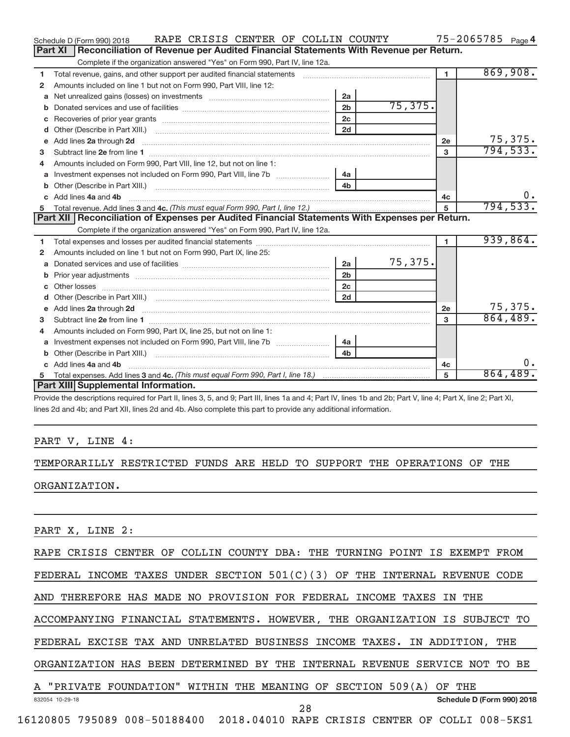Schedule D (Form 990) 2018 RAPE CRISIS CENTER OF COLLIN COUNTY 75-2065785 Page 4

## Part XI Reconciliation of Revenue per Audited Financial Statements With Revenue per Return.

Complete if the organization answered "Yes" on Form 990, Part IV, line 12a.

| | | | | | |
|---|---|---|---|---|---|
| 1 | Total revenue, gains, and other support per audited financial statements | | | 1 | 869,908. |
| 2 | Amounts included on line 1 but not on Form 990, Part VIII, line 12: | | | | |
| a | Net unrealized gains (losses) on investments | 2a | | | |
| b | Donated services and use of facilities | 2b | 75,375. | | |
| c | Recoveries of prior year grants | 2c | | | |
| d | Other (Describe in Part XIII.) | 2d | | | |
| e | Add lines 2a through 2d | | | 2e | 75,375. |
| 3 | Subtract line 2e from line 1 | | | 3 | 794,533. |
| 4 | Amounts included on Form 990, Part VIII, line 12, but not on line 1: | | | | |
| a | Investment expenses not included on Form 990, Part VIII, line 7b | 4a | | | |
| b | Other (Describe in Part XIII.) | 4b | | | |
| c | Add lines 4a and 4b | | | 4c | 0. |
| 5 | Total revenue. Add lines 3 and 4c. *(This must equal Form 990, Part I, line 12.)* | | | 5 | 794,533. |

## Part XII Reconciliation of Expenses per Audited Financial Statements With Expenses per Return.

Complete if the organization answered "Yes" on Form 990, Part IV, line 12a.

| | | | | | |
|---|---|---|---|---|---|
| 1 | Total expenses and losses per audited financial statements | | | 1 | 939,864. |
| 2 | Amounts included on line 1 but not on Form 990, Part IX, line 25: | | | | |
| a | Donated services and use of facilities | 2a | 75,375. | | |
| b | Prior year adjustments | 2b | | | |
| c | Other losses | 2c | | | |
| d | Other (Describe in Part XIII.) | 2d | | | |
| e | Add lines 2a through 2d | | | 2e | 75,375. |
| 3 | Subtract line 2e from line 1 | | | 3 | 864,489. |
| 4 | Amounts included on Form 990, Part IX, line 25, but not on line 1: | | | | |
| a | Investment expenses not included on Form 990, Part VIII, line 7b | 4a | | | |
| b | Other (Describe in Part XIII.) | 4b | | | |
| c | Add lines 4a and 4b | | | 4c | 0. |
| 5 | Total expenses. Add lines 3 and 4c. *(This must equal Form 990, Part I, line 18.)* | | | 5 | 864,489. |

## Part XIII Supplemental Information.

Provide the descriptions required for Part II, lines 3, 5, and 9; Part III, lines 1a and 4; Part IV, lines 1b and 2b; Part V, line 4; Part X, line 2; Part XI, lines 2d and 4b; and Part XII, lines 2d and 4b. Also complete this part to provide any additional information.

PART V, LINE 4:

TEMPORARILLY RESTRICTED FUNDS ARE HELD TO SUPPORT THE OPERATIONS OF THE ORGANIZATION.

PART X, LINE 2:

RAPE CRISIS CENTER OF COLLIN COUNTY DBA: THE TURNING POINT IS EXEMPT FROM FEDERAL INCOME TAXES UNDER SECTION 501(C)(3) OF THE INTERNAL REVENUE CODE AND THEREFORE HAS MADE NO PROVISION FOR FEDERAL INCOME TAXES IN THE ACCOMPANYING FINANCIAL STATEMENTS. HOWEVER, THE ORGANIZATION IS SUBJECT TO FEDERAL EXCISE TAX AND UNRELATED BUSINESS INCOME TAXES. IN ADDITION, THE ORGANIZATION HAS BEEN DETERMINED BY THE INTERNAL REVENUE SERVICE NOT TO BE A "PRIVATE FOUNDATION" WITHIN THE MEANING OF SECTION 509(A) OF THE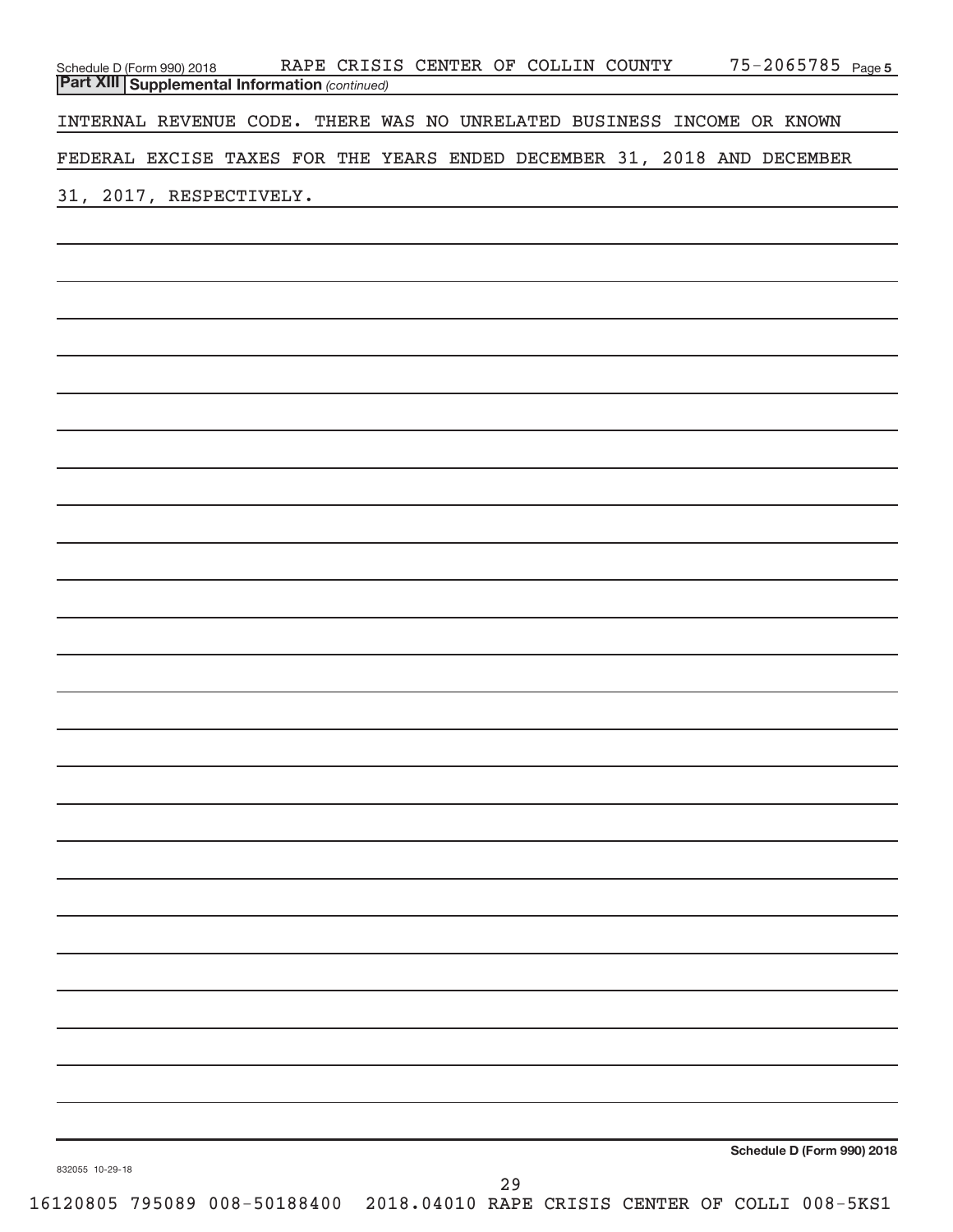## Part XIII Supplemental Information *(continued)*

INTERNAL REVENUE CODE. THERE WAS NO UNRELATED BUSINESS INCOME OR KNOWN FEDERAL EXCISE TAXES FOR THE YEARS ENDED DECEMBER 31, 2018 AND DECEMBER 31, 2017, RESPECTIVELY.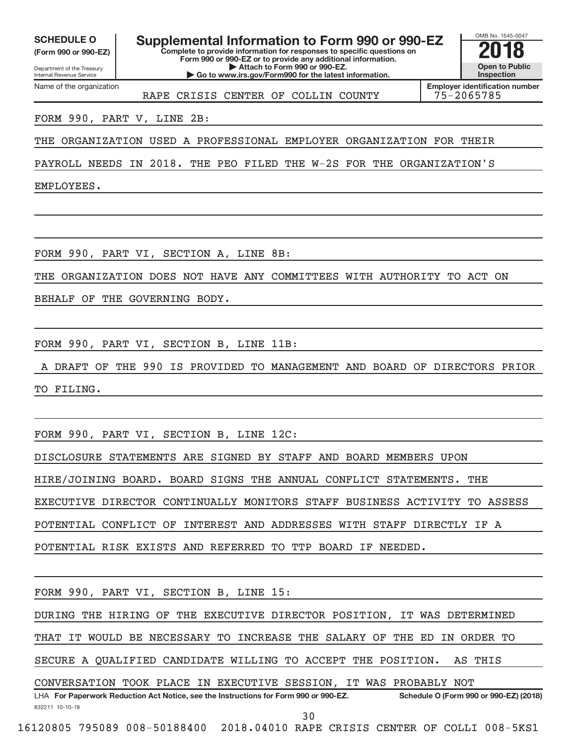**SCHEDULE O**
**(Form 990 or 990-EZ)**

Department of the Treasury
Internal Revenue Service

# Supplemental Information to Form 990 or 990-EZ

**Complete to provide information for responses to specific questions on Form 990 or 990-EZ or to provide any additional information.**
**▶ Attach to Form 990 or 990-EZ.**
**▶ Go to www.irs.gov/Form990 for the latest information.**

OMB No. 1545-0047
**2018**
**Open to Public Inspection**

Name of the organization: RAPE CRISIS CENTER OF COLLIN COUNTY
**Employer identification number**: 75-2065785

FORM 990, PART V, LINE 2B:

THE ORGANIZATION USED A PROFESSIONAL EMPLOYER ORGANIZATION FOR THEIR PAYROLL NEEDS IN 2018. THE PEO FILED THE W-2S FOR THE ORGANIZATION'S EMPLOYEES.

FORM 990, PART VI, SECTION A, LINE 8B:

THE ORGANIZATION DOES NOT HAVE ANY COMMITTEES WITH AUTHORITY TO ACT ON BEHALF OF THE GOVERNING BODY.

FORM 990, PART VI, SECTION B, LINE 11B:

A DRAFT OF THE 990 IS PROVIDED TO MANAGEMENT AND BOARD OF DIRECTORS PRIOR TO FILING.

FORM 990, PART VI, SECTION B, LINE 12C:

DISCLOSURE STATEMENTS ARE SIGNED BY STAFF AND BOARD MEMBERS UPON HIRE/JOINING BOARD. BOARD SIGNS THE ANNUAL CONFLICT STATEMENTS. THE EXECUTIVE DIRECTOR CONTINUALLY MONITORS STAFF BUSINESS ACTIVITY TO ASSESS POTENTIAL CONFLICT OF INTEREST AND ADDRESSES WITH STAFF DIRECTLY IF A POTENTIAL RISK EXISTS AND REFERRED TO TTP BOARD IF NEEDED.

FORM 990, PART VI, SECTION B, LINE 15:

DURING THE HIRING OF THE EXECUTIVE DIRECTOR POSITION, IT WAS DETERMINED THAT IT WOULD BE NECESSARY TO INCREASE THE SALARY OF THE ED IN ORDER TO SECURE A QUALIFIED CANDIDATE WILLING TO ACCEPT THE POSITION. AS THIS CONVERSATION TOOK PLACE IN EXECUTIVE SESSION, IT WAS PROBABLY NOT

LHA **For Paperwork Reduction Act Notice, see the Instructions for Form 990 or 990-EZ.** **Schedule O (Form 990 or 990-EZ) (2018)**

832211 10-10-18

16120805 795089 008-50188400 2018.04010 RAPE CRISIS CENTER OF COLLI 008-5KS1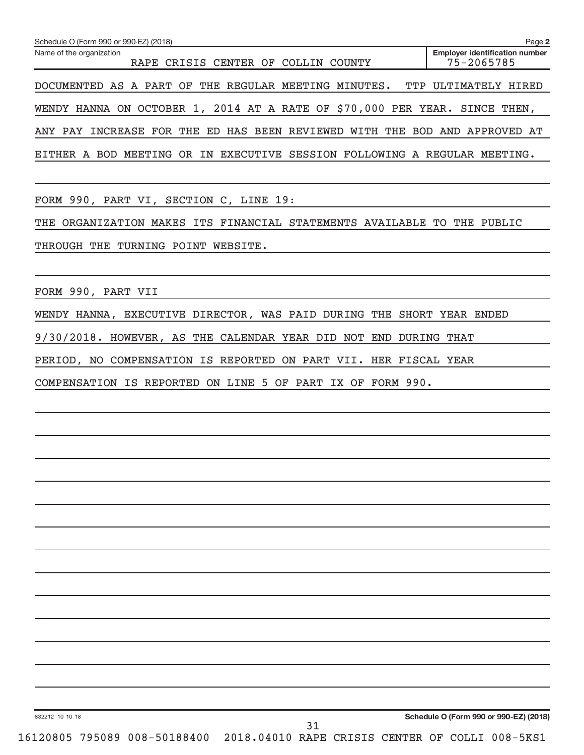Name of the organization: RAPE CRISIS CENTER OF COLLIN COUNTY

Employer identification number: 75-2065785

DOCUMENTED AS A PART OF THE REGULAR MEETING MINUTES. TTP ULTIMATELY HIRED WENDY HANNA ON OCTOBER 1, 2014 AT A RATE OF $70,000 PER YEAR. SINCE THEN, ANY PAY INCREASE FOR THE ED HAS BEEN REVIEWED WITH THE BOD AND APPROVED AT EITHER A BOD MEETING OR IN EXECUTIVE SESSION FOLLOWING A REGULAR MEETING.

FORM 990, PART VI, SECTION C, LINE 19:

THE ORGANIZATION MAKES ITS FINANCIAL STATEMENTS AVAILABLE TO THE PUBLIC THROUGH THE TURNING POINT WEBSITE.

FORM 990, PART VII

WENDY HANNA, EXECUTIVE DIRECTOR, WAS PAID DURING THE SHORT YEAR ENDED 9/30/2018. HOWEVER, AS THE CALENDAR YEAR DID NOT END DURING THAT PERIOD, NO COMPENSATION IS REPORTED ON PART VII. HER FISCAL YEAR COMPENSATION IS REPORTED ON LINE 5 OF PART IX OF FORM 990.